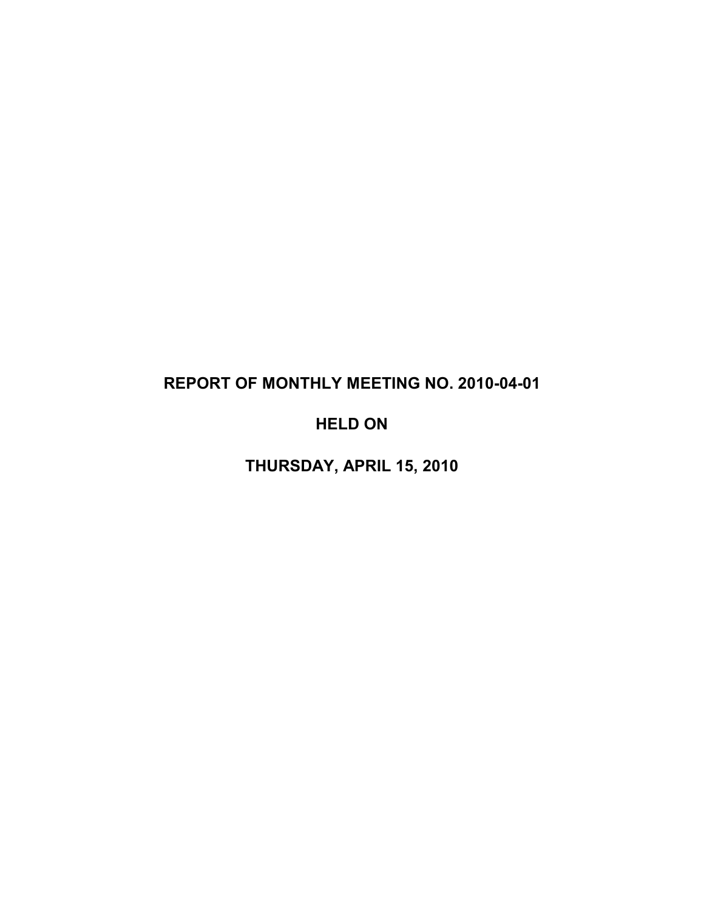# REPORT OF MONTHLY MEETING NO. 2010-04-01

# HELD ON

# THURSDAY, APRIL 15, 2010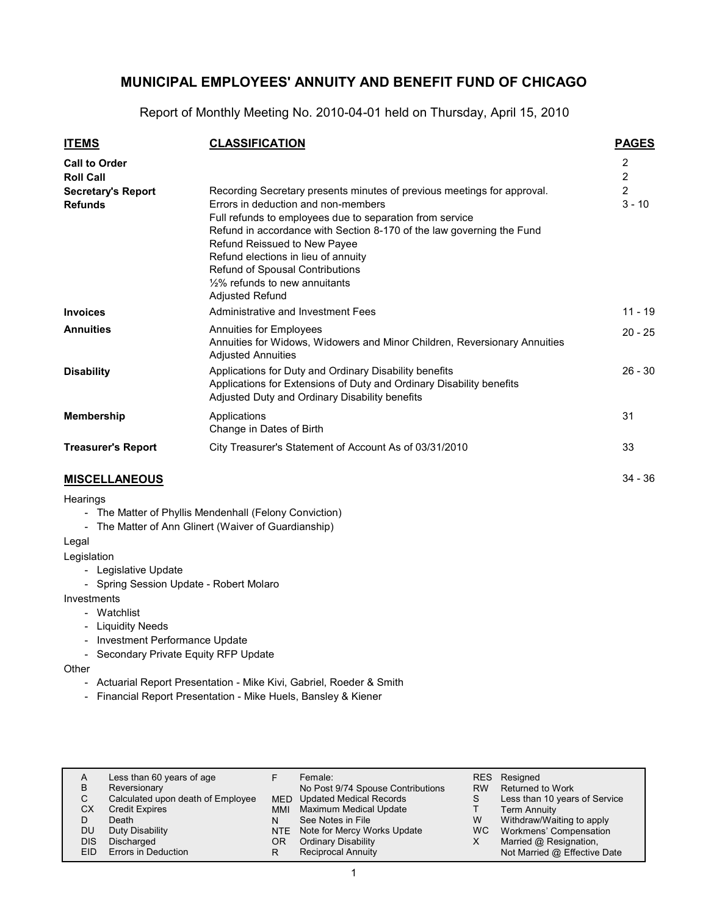# MUNICIPAL EMPLOYEES' ANNUITY AND BENEFIT FUND OF CHICAGO

Report of Monthly Meeting No. 2010-04-01 held on Thursday, April 15, 2010

| ITEMS | CLASSIFICATION | PAGES |
|---|---|---|
| **Call to Order** | | 2 |
| **Roll Call** | | 2 |
| **Secretary's Report** | Recording Secretary presents minutes of previous meetings for approval. | 2 |
| **Refunds** | Errors in deduction and non-members<br>Full refunds to employees due to separation from service<br>Refund in accordance with Section 8-170 of the law governing the Fund<br>Refund Reissued to New Payee<br>Refund elections in lieu of annuity<br>Refund of Spousal Contributions<br>½% refunds to new annuitants<br>Adjusted Refund | 3 - 10 |
| **Invoices** | Administrative and Investment Fees | 11 - 19 |
| **Annuities** | Annuities for Employees<br>Annuities for Widows, Widowers and Minor Children, Reversionary Annuities<br>Adjusted Annuities | 20 - 25 |
| **Disability** | Applications for Duty and Ordinary Disability benefits<br>Applications for Extensions of Duty and Ordinary Disability benefits<br>Adjusted Duty and Ordinary Disability benefits | 26 - 30 |
| **Membership** | Applications<br>Change in Dates of Birth | 31 |
| **Treasurer's Report** | City Treasurer's Statement of Account As of 03/31/2010 | 33 |

## MISCELLANEOUS 34 - 36

Hearings
- The Matter of Phyllis Mendenhall (Felony Conviction)
- The Matter of Ann Glinert (Waiver of Guardianship)

Legal

Legislation
- Legislative Update
- Spring Session Update - Robert Molaro

Investments
- Watchlist
- Liquidity Needs
- Investment Performance Update
- Secondary Private Equity RFP Update

Other
- Actuarial Report Presentation - Mike Kivi, Gabriel, Roeder & Smith
- Financial Report Presentation - Mike Huels, Bansley & Kiener

| | | | | | |
|---|---|---|---|---|---|
| A | Less than 60 years of age | F | Female: No Post 9/74 Spouse Contributions | RES | Resigned |
| B | Reversionary | MED | Updated Medical Records | RW | Returned to Work |
| C | Calculated upon death of Employee | MMI | Maximum Medical Update | S | Less than 10 years of Service |
| CX | Credit Expires | N | See Notes in File | T | Term Annuity |
| D | Death | NTE | Note for Mercy Works Update | W | Withdraw/Waiting to apply |
| DU | Duty Disability | OR | Ordinary Disability | WC | Workmens' Compensation |
| DIS | Discharged | R | Reciprocal Annuity | X | Married @ Resignation, Not Married @ Effective Date |
| EID | Errors in Deduction | | | | |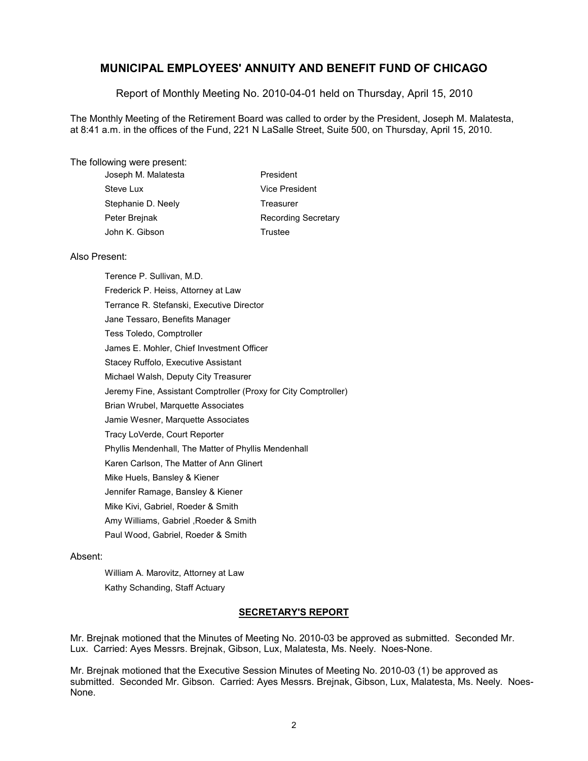# MUNICIPAL EMPLOYEES' ANNUITY AND BENEFIT FUND OF CHICAGO

Report of Monthly Meeting No. 2010-04-01 held on Thursday, April 15, 2010

The Monthly Meeting of the Retirement Board was called to order by the President, Joseph M. Malatesta, at 8:41 a.m. in the offices of the Fund, 221 N LaSalle Street, Suite 500, on Thursday, April 15, 2010.

The following were present:

| | |
|---|---|
| Joseph M. Malatesta | President |
| Steve Lux | Vice President |
| Stephanie D. Neely | Treasurer |
| Peter Brejnak | Recording Secretary |
| John K. Gibson | Trustee |

Also Present:

Terence P. Sullivan, M.D.
Frederick P. Heiss, Attorney at Law
Terrance R. Stefanski, Executive Director
Jane Tessaro, Benefits Manager
Tess Toledo, Comptroller
James E. Mohler, Chief Investment Officer
Stacey Ruffolo, Executive Assistant
Michael Walsh, Deputy City Treasurer
Jeremy Fine, Assistant Comptroller (Proxy for City Comptroller)
Brian Wrubel, Marquette Associates
Jamie Wesner, Marquette Associates
Tracy LoVerde, Court Reporter
Phyllis Mendenhall, The Matter of Phyllis Mendenhall
Karen Carlson, The Matter of Ann Glinert
Mike Huels, Bansley & Kiener
Jennifer Ramage, Bansley & Kiener
Mike Kivi, Gabriel, Roeder & Smith
Amy Williams, Gabriel ,Roeder & Smith
Paul Wood, Gabriel, Roeder & Smith

Absent:

William A. Marovitz, Attorney at Law
Kathy Schanding, Staff Actuary

## SECRETARY'S REPORT

Mr. Brejnak motioned that the Minutes of Meeting No. 2010-03 be approved as submitted. Seconded Mr. Lux. Carried: Ayes Messrs. Brejnak, Gibson, Lux, Malatesta, Ms. Neely. Noes-None.

Mr. Brejnak motioned that the Executive Session Minutes of Meeting No. 2010-03 (1) be approved as submitted. Seconded Mr. Gibson. Carried: Ayes Messrs. Brejnak, Gibson, Lux, Malatesta, Ms. Neely. Noes-None.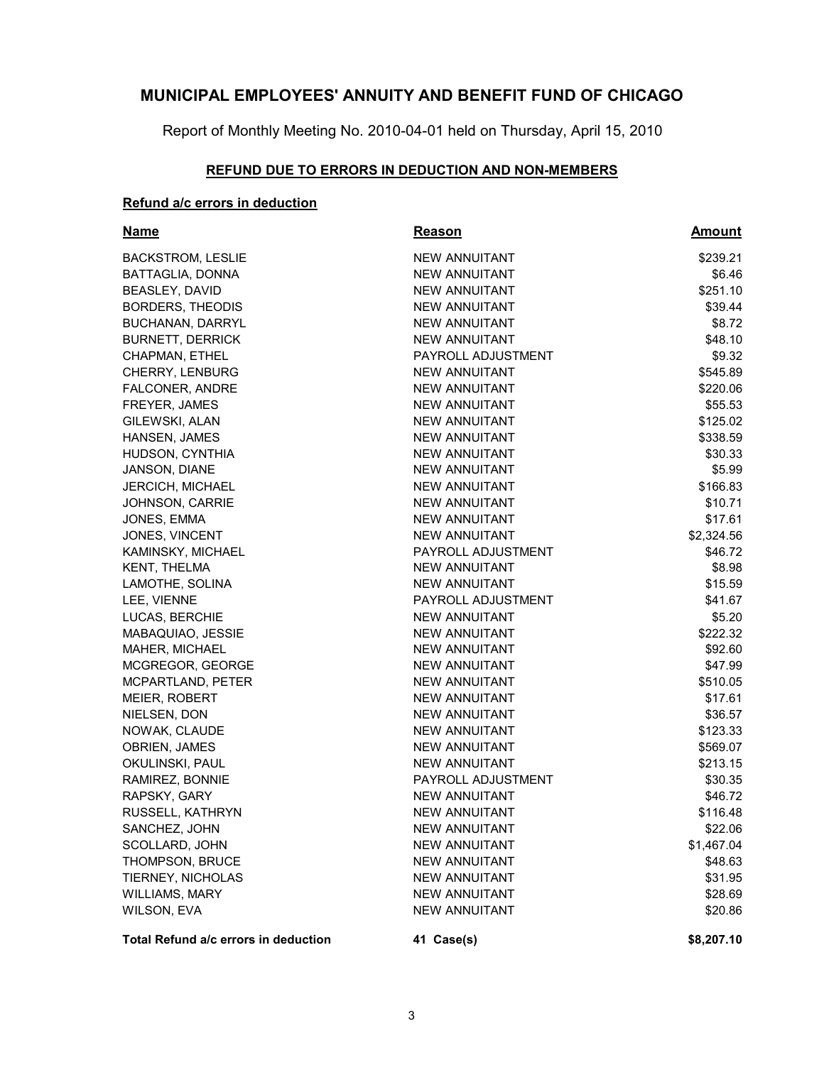# MUNICIPAL EMPLOYEES' ANNUITY AND BENEFIT FUND OF CHICAGO

Report of Monthly Meeting No. 2010-04-01 held on Thursday, April 15, 2010

## REFUND DUE TO ERRORS IN DEDUCTION AND NON-MEMBERS

### Refund a/c errors in deduction

| Name | Reason | Amount |
|---|---|---|
| BACKSTROM, LESLIE | NEW ANNUITANT | $239.21 |
| BATTAGLIA, DONNA | NEW ANNUITANT | $6.46 |
| BEASLEY, DAVID | NEW ANNUITANT | $251.10 |
| BORDERS, THEODIS | NEW ANNUITANT | $39.44 |
| BUCHANAN, DARRYL | NEW ANNUITANT | $8.72 |
| BURNETT, DERRICK | NEW ANNUITANT | $48.10 |
| CHAPMAN, ETHEL | PAYROLL ADJUSTMENT | $9.32 |
| CHERRY, LENBURG | NEW ANNUITANT | $545.89 |
| FALCONER, ANDRE | NEW ANNUITANT | $220.06 |
| FREYER, JAMES | NEW ANNUITANT | $55.53 |
| GILEWSKI, ALAN | NEW ANNUITANT | $125.02 |
| HANSEN, JAMES | NEW ANNUITANT | $338.59 |
| HUDSON, CYNTHIA | NEW ANNUITANT | $30.33 |
| JANSON, DIANE | NEW ANNUITANT | $5.99 |
| JERCICH, MICHAEL | NEW ANNUITANT | $166.83 |
| JOHNSON, CARRIE | NEW ANNUITANT | $10.71 |
| JONES, EMMA | NEW ANNUITANT | $17.61 |
| JONES, VINCENT | NEW ANNUITANT | $2,324.56 |
| KAMINSKY, MICHAEL | PAYROLL ADJUSTMENT | $46.72 |
| KENT, THELMA | NEW ANNUITANT | $8.98 |
| LAMOTHE, SOLINA | NEW ANNUITANT | $15.59 |
| LEE, VIENNE | PAYROLL ADJUSTMENT | $41.67 |
| LUCAS, BERCHIE | NEW ANNUITANT | $5.20 |
| MABAQUIAO, JESSIE | NEW ANNUITANT | $222.32 |
| MAHER, MICHAEL | NEW ANNUITANT | $92.60 |
| MCGREGOR, GEORGE | NEW ANNUITANT | $47.99 |
| MCPARTLAND, PETER | NEW ANNUITANT | $510.05 |
| MEIER, ROBERT | NEW ANNUITANT | $17.61 |
| NIELSEN, DON | NEW ANNUITANT | $36.57 |
| NOWAK, CLAUDE | NEW ANNUITANT | $123.33 |
| OBRIEN, JAMES | NEW ANNUITANT | $569.07 |
| OKULINSKI, PAUL | NEW ANNUITANT | $213.15 |
| RAMIREZ, BONNIE | PAYROLL ADJUSTMENT | $30.35 |
| RAPSKY, GARY | NEW ANNUITANT | $46.72 |
| RUSSELL, KATHRYN | NEW ANNUITANT | $116.48 |
| SANCHEZ, JOHN | NEW ANNUITANT | $22.06 |
| SCOLLARD, JOHN | NEW ANNUITANT | $1,467.04 |
| THOMPSON, BRUCE | NEW ANNUITANT | $48.63 |
| TIERNEY, NICHOLAS | NEW ANNUITANT | $31.95 |
| WILLIAMS, MARY | NEW ANNUITANT | $28.69 |
| WILSON, EVA | NEW ANNUITANT | $20.86 |
| **Total Refund a/c errors in deduction** | **41 Case(s)** | **$8,207.10** |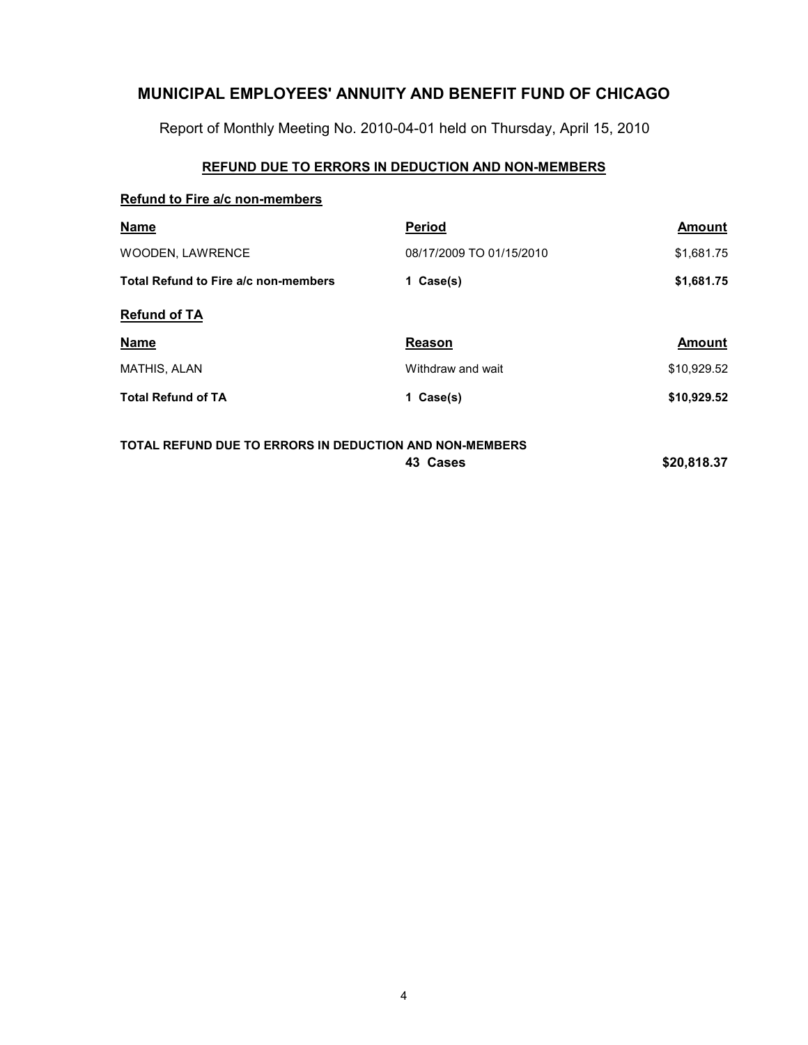# MUNICIPAL EMPLOYEES' ANNUITY AND BENEFIT FUND OF CHICAGO

Report of Monthly Meeting No. 2010-04-01 held on Thursday, April 15, 2010

## REFUND DUE TO ERRORS IN DEDUCTION AND NON-MEMBERS

### Refund to Fire a/c non-members

| Name | Period | Amount |
|---|---|---|
| WOODEN, LAWRENCE | 08/17/2009 TO 01/15/2010 | $1,681.75 |
| **Total Refund to Fire a/c non-members** | **1 Case(s)** | **$1,681.75** |

### Refund of TA

| Name | Reason | Amount |
|---|---|---|
| MATHIS, ALAN | Withdraw and wait | $10,929.52 |
| **Total Refund of TA** | **1 Case(s)** | **$10,929.52** |

| | | |
|---|---|---|
| **TOTAL REFUND DUE TO ERRORS IN DEDUCTION AND NON-MEMBERS** | **43 Cases** | **$20,818.37** |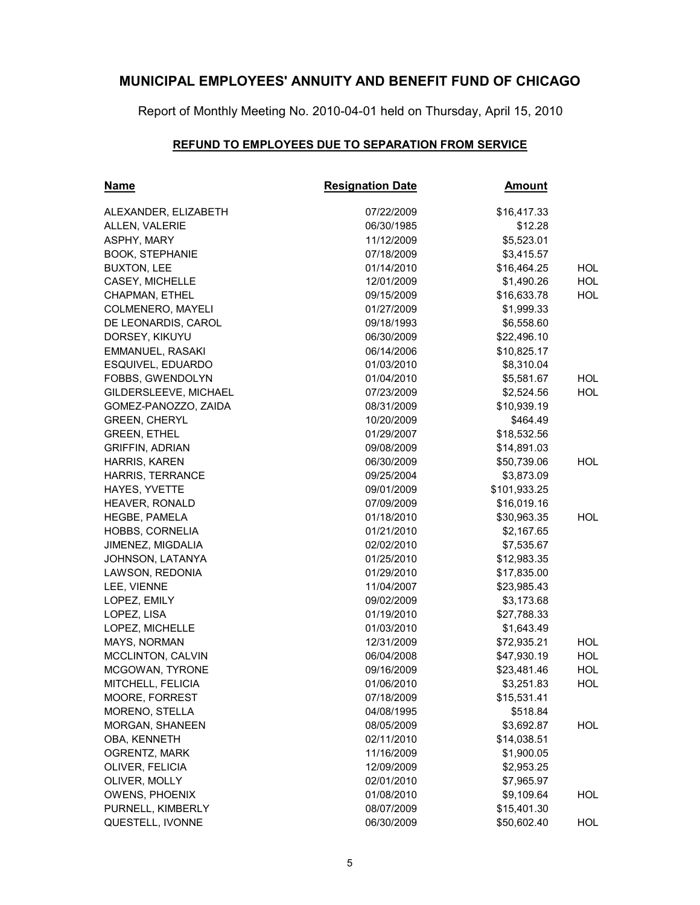# MUNICIPAL EMPLOYEES' ANNUITY AND BENEFIT FUND OF CHICAGO

Report of Monthly Meeting No. 2010-04-01 held on Thursday, April 15, 2010

## REFUND TO EMPLOYEES DUE TO SEPARATION FROM SERVICE

| Name | Resignation Date | Amount | |
|---|---|---|---|
| ALEXANDER, ELIZABETH | 07/22/2009 | $16,417.33 | |
| ALLEN, VALERIE | 06/30/1985 | $12.28 | |
| ASPHY, MARY | 11/12/2009 | $5,523.01 | |
| BOOK, STEPHANIE | 07/18/2009 | $3,415.57 | |
| BUXTON, LEE | 01/14/2010 | $16,464.25 | HOL |
| CASEY, MICHELLE | 12/01/2009 | $1,490.26 | HOL |
| CHAPMAN, ETHEL | 09/15/2009 | $16,633.78 | HOL |
| COLMENERO, MAYELI | 01/27/2009 | $1,999.33 | |
| DE LEONARDIS, CAROL | 09/18/1993 | $6,558.60 | |
| DORSEY, KIKUYU | 06/30/2009 | $22,496.10 | |
| EMMANUEL, RASAKI | 06/14/2006 | $10,825.17 | |
| ESQUIVEL, EDUARDO | 01/03/2010 | $8,310.04 | |
| FOBBS, GWENDOLYN | 01/04/2010 | $5,581.67 | HOL |
| GILDERSLEEVE, MICHAEL | 07/23/2009 | $2,524.56 | HOL |
| GOMEZ-PANOZZO, ZAIDA | 08/31/2009 | $10,939.19 | |
| GREEN, CHERYL | 10/20/2009 | $464.49 | |
| GREEN, ETHEL | 01/29/2007 | $18,532.56 | |
| GRIFFIN, ADRIAN | 09/08/2009 | $14,891.03 | |
| HARRIS, KAREN | 06/30/2009 | $50,739.06 | HOL |
| HARRIS, TERRANCE | 09/25/2004 | $3,873.09 | |
| HAYES, YVETTE | 09/01/2009 | $101,933.25 | |
| HEAVER, RONALD | 07/09/2009 | $16,019.16 | |
| HEGBE, PAMELA | 01/18/2010 | $30,963.35 | HOL |
| HOBBS, CORNELIA | 01/21/2010 | $2,167.65 | |
| JIMENEZ, MIGDALIA | 02/02/2010 | $7,535.67 | |
| JOHNSON, LATANYA | 01/25/2010 | $12,983.35 | |
| LAWSON, REDONIA | 01/29/2010 | $17,835.00 | |
| LEE, VIENNE | 11/04/2007 | $23,985.43 | |
| LOPEZ, EMILY | 09/02/2009 | $3,173.68 | |
| LOPEZ, LISA | 01/19/2010 | $27,788.33 | |
| LOPEZ, MICHELLE | 01/03/2010 | $1,643.49 | |
| MAYS, NORMAN | 12/31/2009 | $72,935.21 | HOL |
| MCCLINTON, CALVIN | 06/04/2008 | $47,930.19 | HOL |
| MCGOWAN, TYRONE | 09/16/2009 | $23,481.46 | HOL |
| MITCHELL, FELICIA | 01/06/2010 | $3,251.83 | HOL |
| MOORE, FORREST | 07/18/2009 | $15,531.41 | |
| MORENO, STELLA | 04/08/1995 | $518.84 | |
| MORGAN, SHANEEN | 08/05/2009 | $3,692.87 | HOL |
| OBA, KENNETH | 02/11/2010 | $14,038.51 | |
| OGRENTZ, MARK | 11/16/2009 | $1,900.05 | |
| OLIVER, FELICIA | 12/09/2009 | $2,953.25 | |
| OLIVER, MOLLY | 02/01/2010 | $7,965.97 | |
| OWENS, PHOENIX | 01/08/2010 | $9,109.64 | HOL |
| PURNELL, KIMBERLY | 08/07/2009 | $15,401.30 | |
| QUESTELL, IVONNE | 06/30/2009 | $50,602.40 | HOL |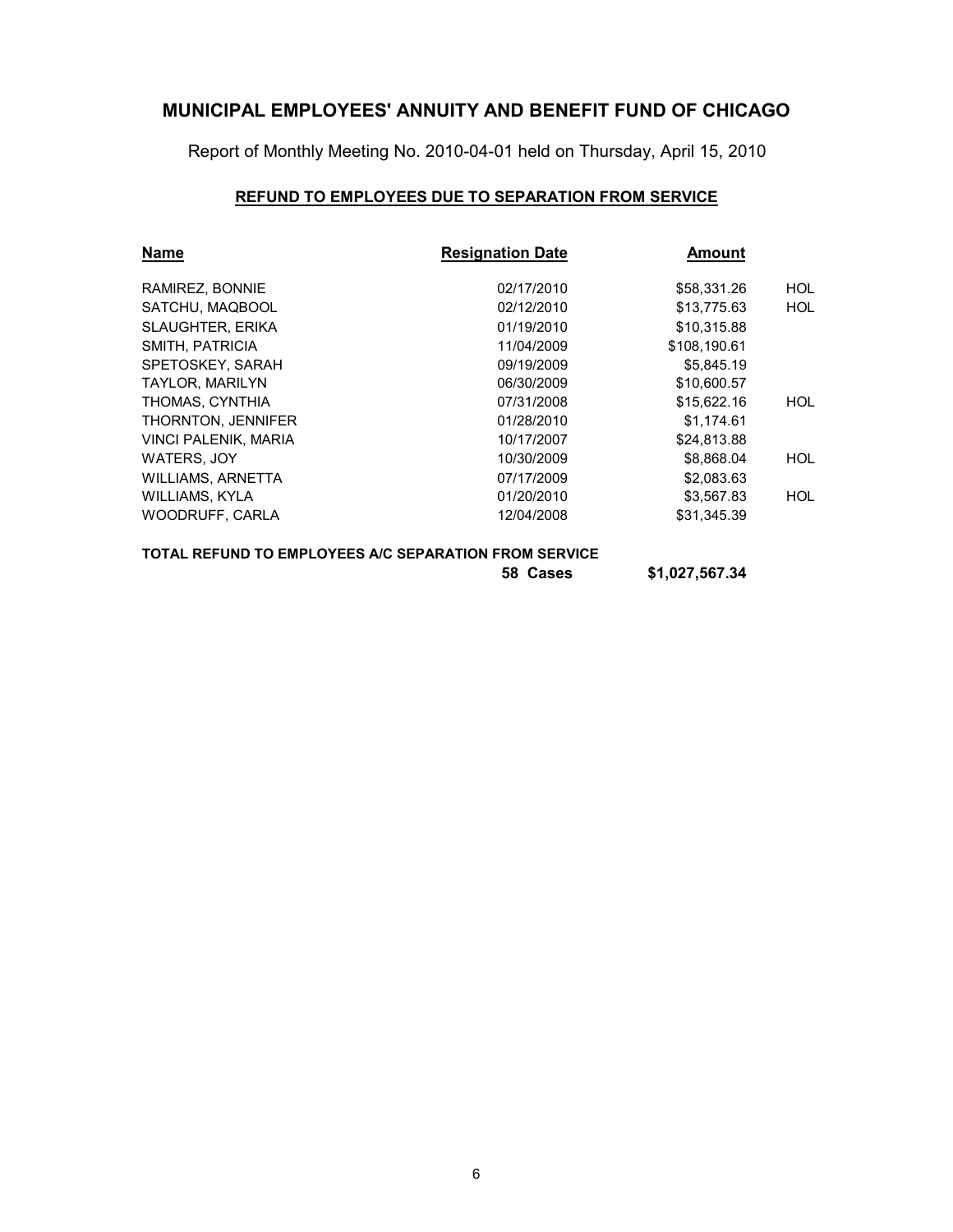# MUNICIPAL EMPLOYEES' ANNUITY AND BENEFIT FUND OF CHICAGO

Report of Monthly Meeting No. 2010-04-01 held on Thursday, April 15, 2010

## REFUND TO EMPLOYEES DUE TO SEPARATION FROM SERVICE

| Name | Resignation Date | Amount | |
|---|---|---|---|
| RAMIREZ, BONNIE | 02/17/2010 | $58,331.26 | HOL |
| SATCHU, MAQBOOL | 02/12/2010 | $13,775.63 | HOL |
| SLAUGHTER, ERIKA | 01/19/2010 | $10,315.88 | |
| SMITH, PATRICIA | 11/04/2009 | $108,190.61 | |
| SPETOSKEY, SARAH | 09/19/2009 | $5,845.19 | |
| TAYLOR, MARILYN | 06/30/2009 | $10,600.57 | |
| THOMAS, CYNTHIA | 07/31/2008 | $15,622.16 | HOL |
| THORNTON, JENNIFER | 01/28/2010 | $1,174.61 | |
| VINCI PALENIK, MARIA | 10/17/2007 | $24,813.88 | |
| WATERS, JOY | 10/30/2009 | $8,868.04 | HOL |
| WILLIAMS, ARNETTA | 07/17/2009 | $2,083.63 | |
| WILLIAMS, KYLA | 01/20/2010 | $3,567.83 | HOL |
| WOODRUFF, CARLA | 12/04/2008 | $31,345.39 | |

**TOTAL REFUND TO EMPLOYEES A/C SEPARATION FROM SERVICE**

**58 Cases** **$1,027,567.34**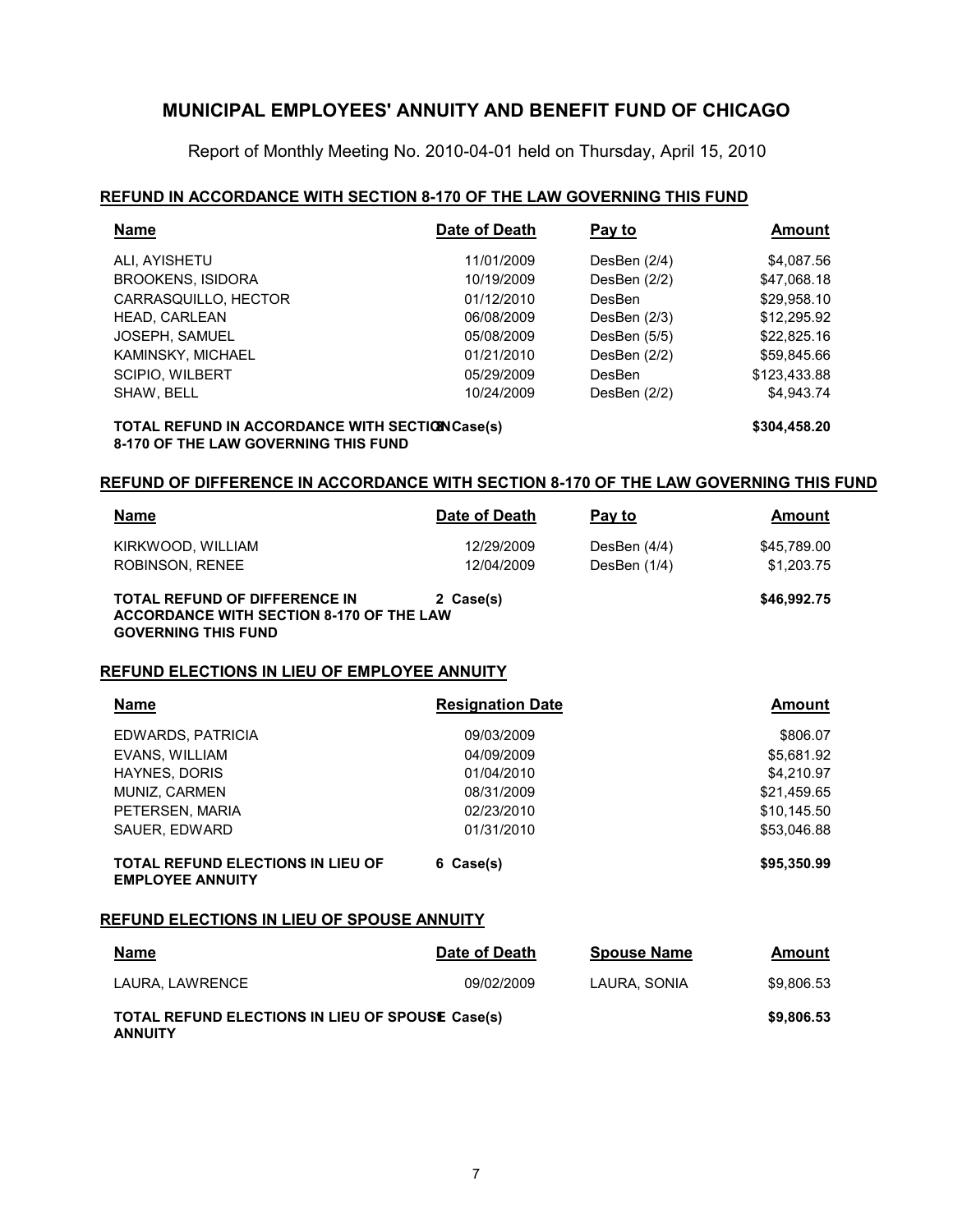# MUNICIPAL EMPLOYEES' ANNUITY AND BENEFIT FUND OF CHICAGO

Report of Monthly Meeting No. 2010-04-01 held on Thursday, April 15, 2010

## REFUND IN ACCORDANCE WITH SECTION 8-170 OF THE LAW GOVERNING THIS FUND

| Name | Date of Death | Pay to | Amount |
|---|---|---|---|
| ALI, AYISHETU | 11/01/2009 | DesBen (2/4) | $4,087.56 |
| BROOKENS, ISIDORA | 10/19/2009 | DesBen (2/2) | $47,068.18 |
| CARRASQUILLO, HECTOR | 01/12/2010 | DesBen | $29,958.10 |
| HEAD, CARLEAN | 06/08/2009 | DesBen (2/3) | $12,295.92 |
| JOSEPH, SAMUEL | 05/08/2009 | DesBen (5/5) | $22,825.16 |
| KAMINSKY, MICHAEL | 01/21/2010 | DesBen (2/2) | $59,845.66 |
| SCIPIO, WILBERT | 05/29/2009 | DesBen | $123,433.88 |
| SHAW, BELL | 10/24/2009 | DesBen (2/2) | $4,943.74 |
| **TOTAL REFUND IN ACCORDANCE WITH SECTION 8-170 OF THE LAW GOVERNING THIS FUND** | **8 Case(s)** | | **$304,458.20** |

## REFUND OF DIFFERENCE IN ACCORDANCE WITH SECTION 8-170 OF THE LAW GOVERNING THIS FUND

| Name | Date of Death | Pay to | Amount |
|---|---|---|---|
| KIRKWOOD, WILLIAM | 12/29/2009 | DesBen (4/4) | $45,789.00 |
| ROBINSON, RENEE | 12/04/2009 | DesBen (1/4) | $1,203.75 |
| **TOTAL REFUND OF DIFFERENCE IN ACCORDANCE WITH SECTION 8-170 OF THE LAW GOVERNING THIS FUND** | **2 Case(s)** | | **$46,992.75** |

## REFUND ELECTIONS IN LIEU OF EMPLOYEE ANNUITY

| Name | Resignation Date | Amount |
|---|---|---|
| EDWARDS, PATRICIA | 09/03/2009 | $806.07 |
| EVANS, WILLIAM | 04/09/2009 | $5,681.92 |
| HAYNES, DORIS | 01/04/2010 | $4,210.97 |
| MUNIZ, CARMEN | 08/31/2009 | $21,459.65 |
| PETERSEN, MARIA | 02/23/2010 | $10,145.50 |
| SAUER, EDWARD | 01/31/2010 | $53,046.88 |
| **TOTAL REFUND ELECTIONS IN LIEU OF EMPLOYEE ANNUITY** | **6 Case(s)** | **$95,350.99** |

## REFUND ELECTIONS IN LIEU OF SPOUSE ANNUITY

| Name | Date of Death | Spouse Name | Amount |
|---|---|---|---|
| LAURA, LAWRENCE | 09/02/2009 | LAURA, SONIA | $9,806.53 |
| **TOTAL REFUND ELECTIONS IN LIEU OF SPOUSE ANNUITY** | **1 Case(s)** | | **$9,806.53** |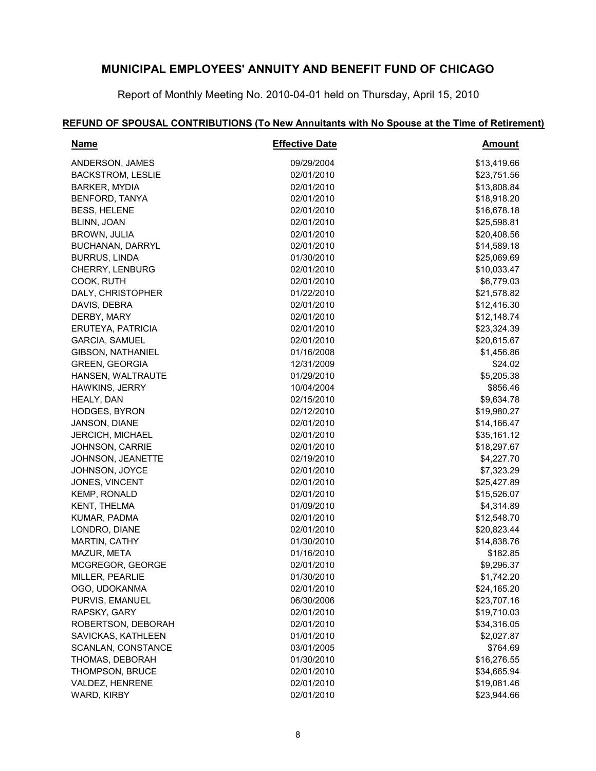# MUNICIPAL EMPLOYEES' ANNUITY AND BENEFIT FUND OF CHICAGO

Report of Monthly Meeting No. 2010-04-01 held on Thursday, April 15, 2010

## REFUND OF SPOUSAL CONTRIBUTIONS (To New Annuitants with No Spouse at the Time of Retirement)

| Name | Effective Date | Amount |
|---|---|---|
| ANDERSON, JAMES | 09/29/2004 | $13,419.66 |
| BACKSTROM, LESLIE | 02/01/2010 | $23,751.56 |
| BARKER, MYDIA | 02/01/2010 | $13,808.84 |
| BENFORD, TANYA | 02/01/2010 | $18,918.20 |
| BESS, HELENE | 02/01/2010 | $16,678.18 |
| BLINN, JOAN | 02/01/2010 | $25,598.81 |
| BROWN, JULIA | 02/01/2010 | $20,408.56 |
| BUCHANAN, DARRYL | 02/01/2010 | $14,589.18 |
| BURRUS, LINDA | 01/30/2010 | $25,069.69 |
| CHERRY, LENBURG | 02/01/2010 | $10,033.47 |
| COOK, RUTH | 02/01/2010 | $6,779.03 |
| DALY, CHRISTOPHER | 01/22/2010 | $21,578.82 |
| DAVIS, DEBRA | 02/01/2010 | $12,416.30 |
| DERBY, MARY | 02/01/2010 | $12,148.74 |
| ERUTEYA, PATRICIA | 02/01/2010 | $23,324.39 |
| GARCIA, SAMUEL | 02/01/2010 | $20,615.67 |
| GIBSON, NATHANIEL | 01/16/2008 | $1,456.86 |
| GREEN, GEORGIA | 12/31/2009 | $24.02 |
| HANSEN, WALTRAUTE | 01/29/2010 | $5,205.38 |
| HAWKINS, JERRY | 10/04/2004 | $856.46 |
| HEALY, DAN | 02/15/2010 | $9,634.78 |
| HODGES, BYRON | 02/12/2010 | $19,980.27 |
| JANSON, DIANE | 02/01/2010 | $14,166.47 |
| JERCICH, MICHAEL | 02/01/2010 | $35,161.12 |
| JOHNSON, CARRIE | 02/01/2010 | $18,297.67 |
| JOHNSON, JEANETTE | 02/19/2010 | $4,227.70 |
| JOHNSON, JOYCE | 02/01/2010 | $7,323.29 |
| JONES, VINCENT | 02/01/2010 | $25,427.89 |
| KEMP, RONALD | 02/01/2010 | $15,526.07 |
| KENT, THELMA | 01/09/2010 | $4,314.89 |
| KUMAR, PADMA | 02/01/2010 | $12,548.70 |
| LONDRO, DIANE | 02/01/2010 | $20,823.44 |
| MARTIN, CATHY | 01/30/2010 | $14,838.76 |
| MAZUR, META | 01/16/2010 | $182.85 |
| MCGREGOR, GEORGE | 02/01/2010 | $9,296.37 |
| MILLER, PEARLIE | 01/30/2010 | $1,742.20 |
| OGO, UDOKANMA | 02/01/2010 | $24,165.20 |
| PURVIS, EMANUEL | 06/30/2006 | $23,707.16 |
| RAPSKY, GARY | 02/01/2010 | $19,710.03 |
| ROBERTSON, DEBORAH | 02/01/2010 | $34,316.05 |
| SAVICKAS, KATHLEEN | 01/01/2010 | $2,027.87 |
| SCANLAN, CONSTANCE | 03/01/2005 | $764.69 |
| THOMAS, DEBORAH | 01/30/2010 | $16,276.55 |
| THOMPSON, BRUCE | 02/01/2010 | $34,665.94 |
| VALDEZ, HENRENE | 02/01/2010 | $19,081.46 |
| WARD, KIRBY | 02/01/2010 | $23,944.66 |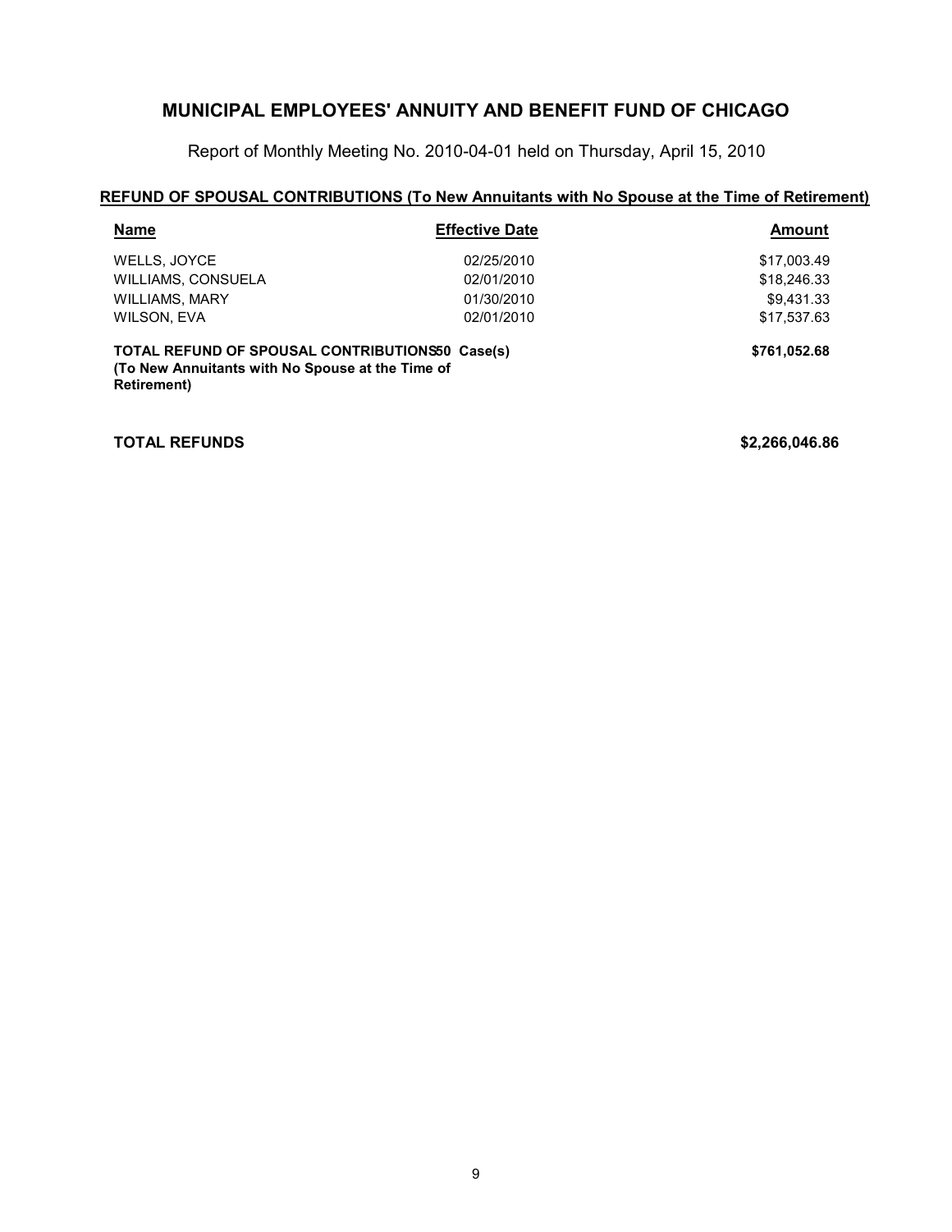# MUNICIPAL EMPLOYEES' ANNUITY AND BENEFIT FUND OF CHICAGO

Report of Monthly Meeting No. 2010-04-01 held on Thursday, April 15, 2010

## REFUND OF SPOUSAL CONTRIBUTIONS (To New Annuitants with No Spouse at the Time of Retirement)

| Name | Effective Date | Amount |
| --- | --- | --- |
| WELLS, JOYCE | 02/25/2010 | \$17,003.49 |
| WILLIAMS, CONSUELA | 02/01/2010 | \$18,246.33 |
| WILLIAMS, MARY | 01/30/2010 | \$9,431.33 |
| WILSON, EVA | 02/01/2010 | \$17,537.63 |
| **TOTAL REFUND OF SPOUSAL CONTRIBUTIONS (To New Annuitants with No Spouse at the Time of Retirement)** | **50 Case(s)** | **\$761,052.68** |

**TOTAL REFUNDS** **\$2,266,046.86**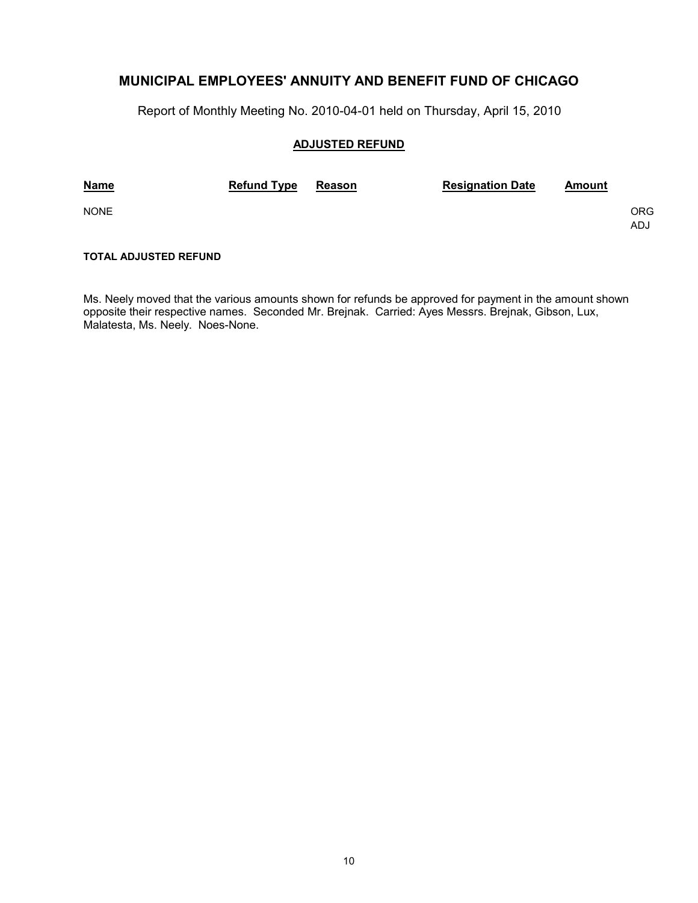# MUNICIPAL EMPLOYEES' ANNUITY AND BENEFIT FUND OF CHICAGO

Report of Monthly Meeting No. 2010-04-01 held on Thursday, April 15, 2010

## ADJUSTED REFUND

| Name | Refund Type | Reason | Resignation Date | Amount | |
|---|---|---|---|---|---|
| NONE | | | | | ORG<br>ADJ |

**TOTAL ADJUSTED REFUND**

Ms. Neely moved that the various amounts shown for refunds be approved for payment in the amount shown opposite their respective names. Seconded Mr. Brejnak. Carried: Ayes Messrs. Brejnak, Gibson, Lux, Malatesta, Ms. Neely. Noes-None.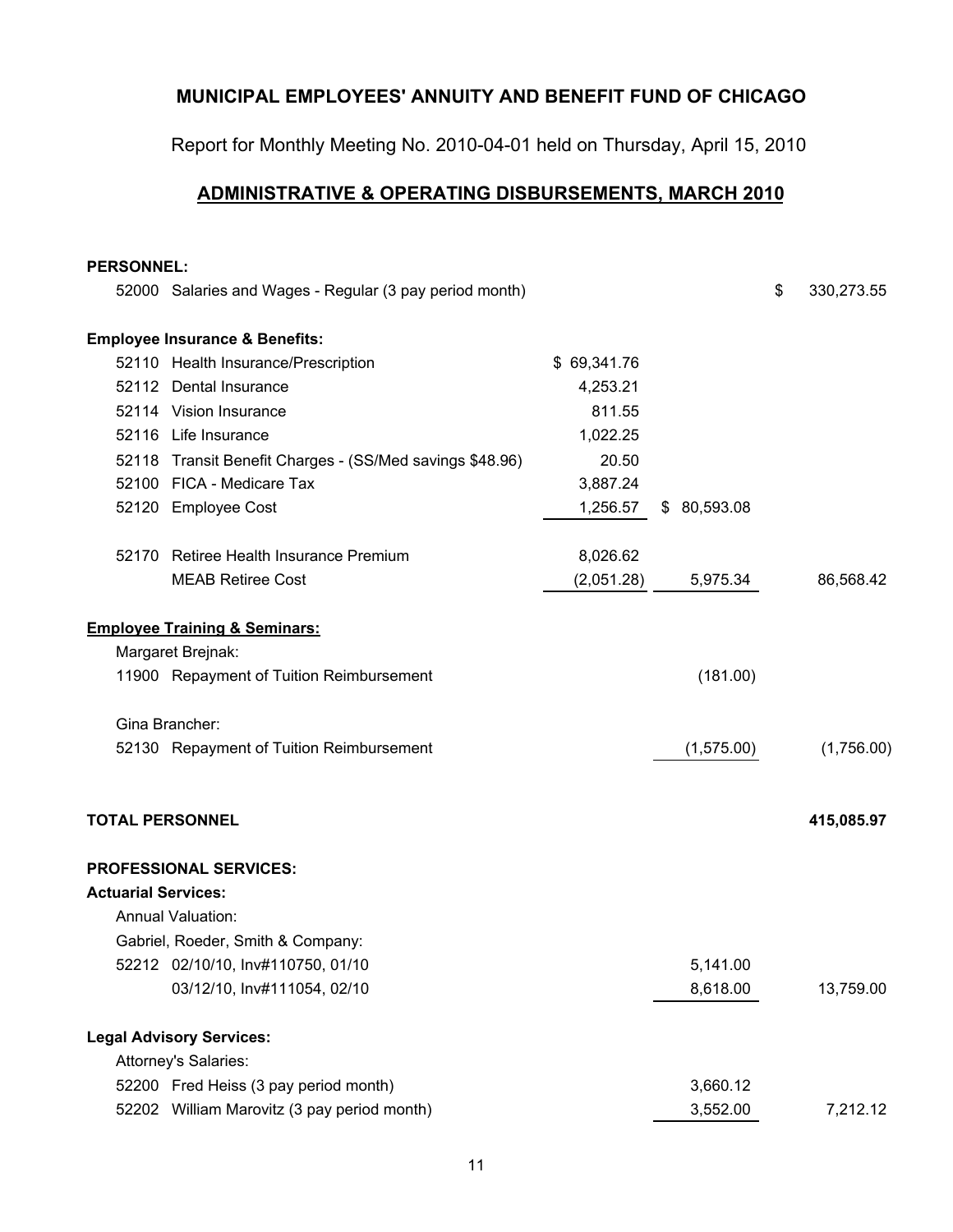## MUNICIPAL EMPLOYEES' ANNUITY AND BENEFIT FUND OF CHICAGO

Report for Monthly Meeting No. 2010-04-01 held on Thursday, April 15, 2010

## ADMINISTRATIVE & OPERATING DISBURSEMENTS, MARCH 2010

| | | | | |
|---|---|---|---|---|
| **PERSONNEL:** | | | | |
| 52000 | Salaries and Wages - Regular (3 pay period month) | | | $ 330,273.55 |
| **Employee Insurance & Benefits:** | | | | |
| 52110 | Health Insurance/Prescription | $ 69,341.76 | | |
| 52112 | Dental Insurance | 4,253.21 | | |
| 52114 | Vision Insurance | 811.55 | | |
| 52116 | Life Insurance | 1,022.25 | | |
| 52118 | Transit Benefit Charges - (SS/Med savings $48.96) | 20.50 | | |
| 52100 | FICA - Medicare Tax | 3,887.24 | | |
| 52120 | Employee Cost | 1,256.57 | $ 80,593.08 | |
| 52170 | Retiree Health Insurance Premium | 8,026.62 | | |
| | MEAB Retiree Cost | (2,051.28) | 5,975.34 | 86,568.42 |
| **Employee Training & Seminars:** | | | | |
| | Margaret Brejnak: | | | |
| 11900 | Repayment of Tuition Reimbursement | | (181.00) | |
| | Gina Brancher: | | | |
| 52130 | Repayment of Tuition Reimbursement | | (1,575.00) | (1,756.00) |
| **TOTAL PERSONNEL** | | | | **415,085.97** |
| **PROFESSIONAL SERVICES:** | | | | |
| **Actuarial Services:** | | | | |
| | Annual Valuation: | | | |
| | Gabriel, Roeder, Smith & Company: | | | |
| 52212 | 02/10/10, Inv#110750, 01/10 | | 5,141.00 | |
| | 03/12/10, Inv#111054, 02/10 | | 8,618.00 | 13,759.00 |
| **Legal Advisory Services:** | | | | |
| | Attorney's Salaries: | | | |
| 52200 | Fred Heiss (3 pay period month) | | 3,660.12 | |
| 52202 | William Marovitz (3 pay period month) | | 3,552.00 | 7,212.12 |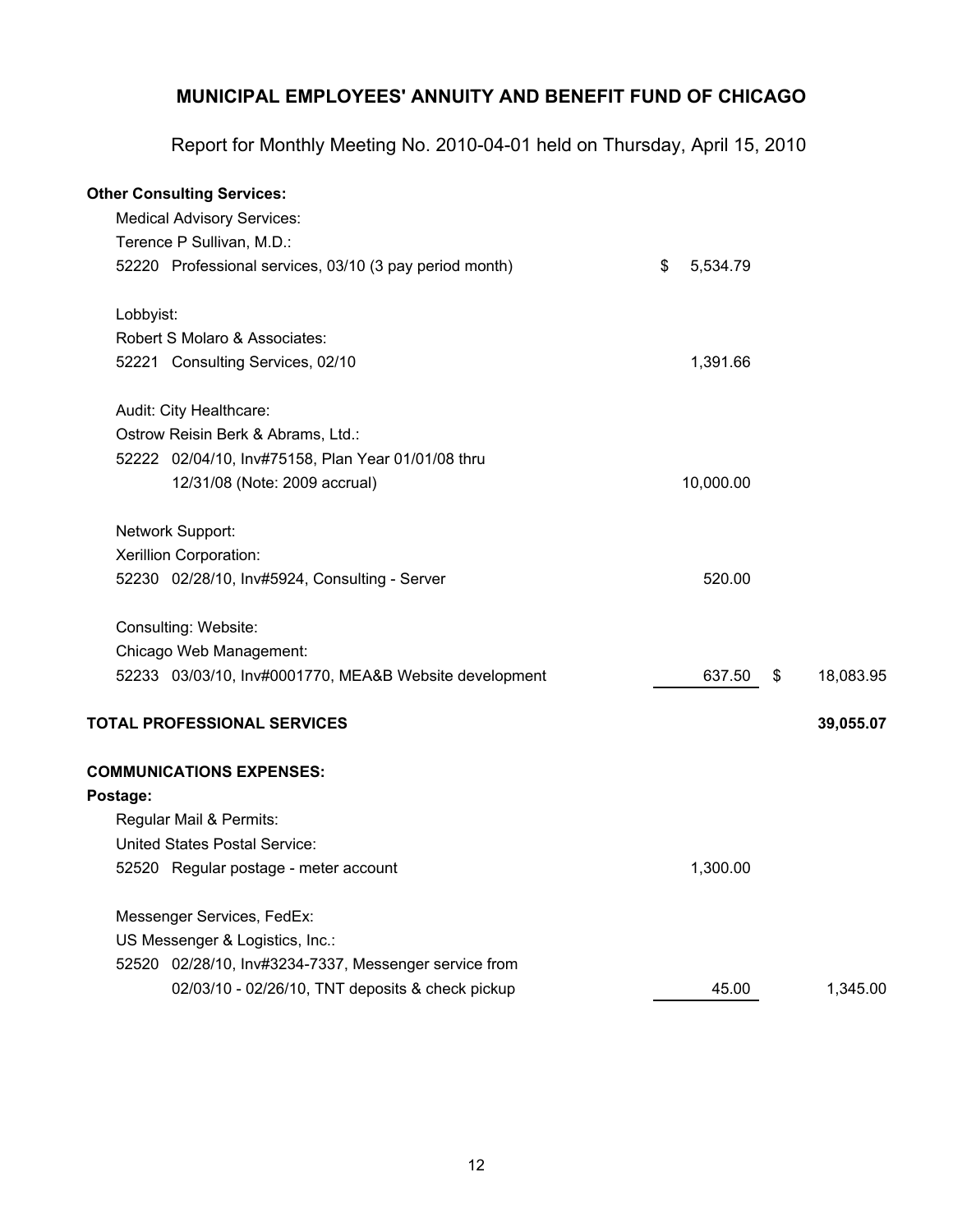## MUNICIPAL EMPLOYEES' ANNUITY AND BENEFIT FUND OF CHICAGO

Report for Monthly Meeting No. 2010-04-01 held on Thursday, April 15, 2010

**Other Consulting Services:**

| | | |
|---|---|---|
| Medical Advisory Services: | | |
| Terence P Sullivan, M.D.: | | |
| 52220 Professional services, 03/10 (3 pay period month) | $ 5,534.79 | |
| | | |
| Lobbyist: | | |
| Robert S Molaro & Associates: | | |
| 52221 Consulting Services, 02/10 | 1,391.66 | |
| | | |
| Audit: City Healthcare: | | |
| Ostrow Reisin Berk & Abrams, Ltd.: | | |
| 52222 02/04/10, Inv#75158, Plan Year 01/01/08 thru 12/31/08 (Note: 2009 accrual) | 10,000.00 | |
| | | |
| Network Support: | | |
| Xerillion Corporation: | | |
| 52230 02/28/10, Inv#5924, Consulting - Server | 520.00 | |
| | | |
| Consulting: Website: | | |
| Chicago Web Management: | | |
| 52233 03/03/10, Inv#0001770, MEA&B Website development | 637.50 | $ 18,083.95 |
| | | |
| **TOTAL PROFESSIONAL SERVICES** | | **39,055.07** |

**COMMUNICATIONS EXPENSES:**

**Postage:**

| | | |
|---|---|---|
| Regular Mail & Permits: | | |
| United States Postal Service: | | |
| 52520 Regular postage - meter account | 1,300.00 | |
| | | |
| Messenger Services, FedEx: | | |
| US Messenger & Logistics, Inc.: | | |
| 52520 02/28/10, Inv#3234-7337, Messenger service from 02/03/10 - 02/26/10, TNT deposits & check pickup | 45.00 | 1,345.00 |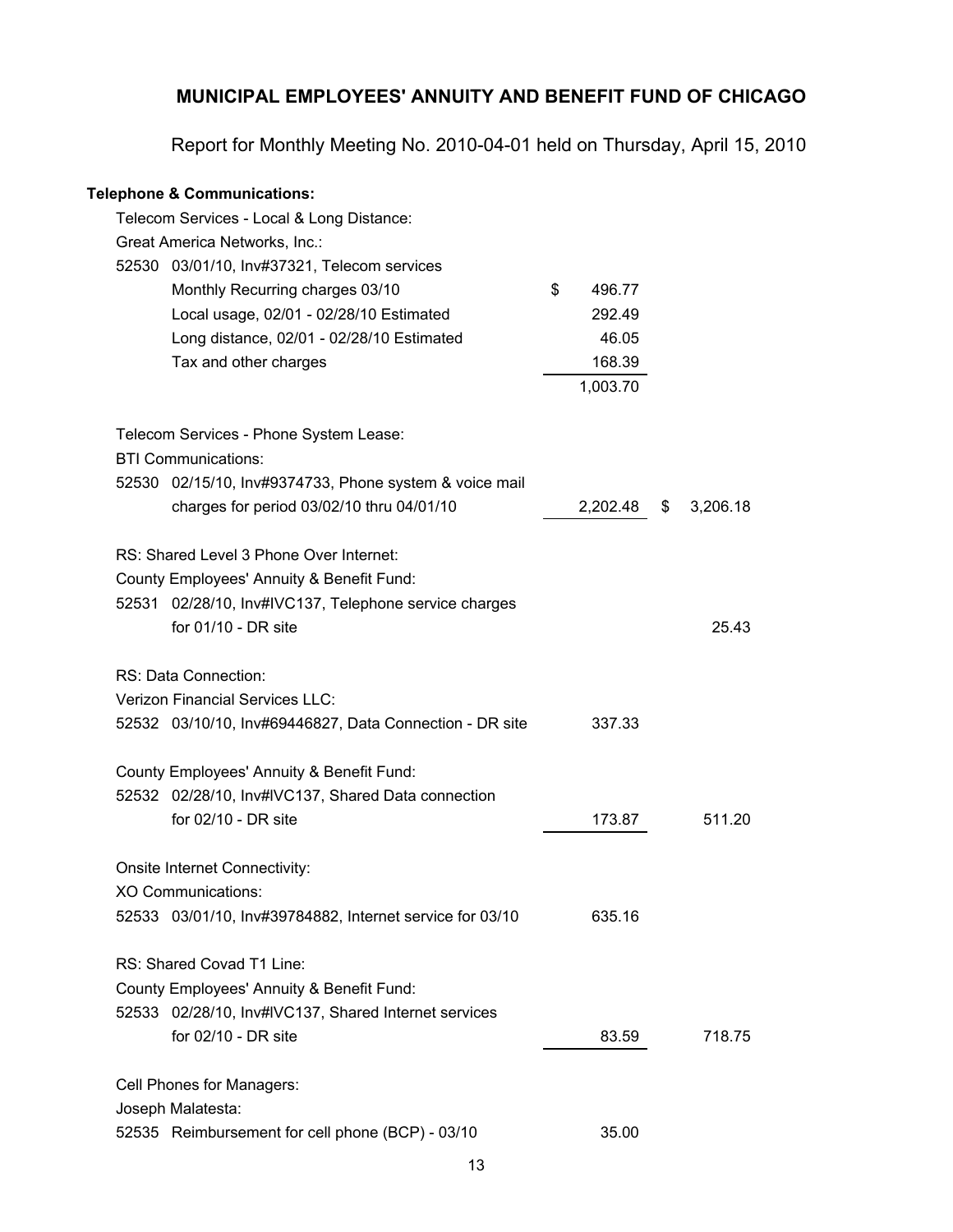## MUNICIPAL EMPLOYEES' ANNUITY AND BENEFIT FUND OF CHICAGO

Report for Monthly Meeting No. 2010-04-01 held on Thursday, April 15, 2010

**Telephone & Communications:**

| | | | |
|---|---|---|---|
| Telecom Services - Local & Long Distance: | | | |
| Great America Networks, Inc.: | | | |
| 52530 | 03/01/10, Inv#37321, Telecom services | | |
| | Monthly Recurring charges 03/10 | $ 496.77 | |
| | Local usage, 02/01 - 02/28/10 Estimated | 292.49 | |
| | Long distance, 02/01 - 02/28/10 Estimated | 46.05 | |
| | Tax and other charges | 168.39 | |
| | | 1,003.70 | |
| Telecom Services - Phone System Lease: | | | |
| BTI Communications: | | | |
| 52530 | 02/15/10, Inv#9374733, Phone system & voice mail charges for period 03/02/10 thru 04/01/10 | 2,202.48 | $ 3,206.18 |
| RS: Shared Level 3 Phone Over Internet: | | | |
| County Employees' Annuity & Benefit Fund: | | | |
| 52531 | 02/28/10, Inv#IVC137, Telephone service charges for 01/10 - DR site | | 25.43 |
| RS: Data Connection: | | | |
| Verizon Financial Services LLC: | | | |
| 52532 | 03/10/10, Inv#69446827, Data Connection - DR site | 337.33 | |
| County Employees' Annuity & Benefit Fund: | | | |
| 52532 | 02/28/10, Inv#IVC137, Shared Data connection for 02/10 - DR site | 173.87 | 511.20 |
| Onsite Internet Connectivity: | | | |
| XO Communications: | | | |
| 52533 | 03/01/10, Inv#39784882, Internet service for 03/10 | 635.16 | |
| RS: Shared Covad T1 Line: | | | |
| County Employees' Annuity & Benefit Fund: | | | |
| 52533 | 02/28/10, Inv#IVC137, Shared Internet services for 02/10 - DR site | 83.59 | 718.75 |
| Cell Phones for Managers: | | | |
| Joseph Malatesta: | | | |
| 52535 | Reimbursement for cell phone (BCP) - 03/10 | 35.00 | |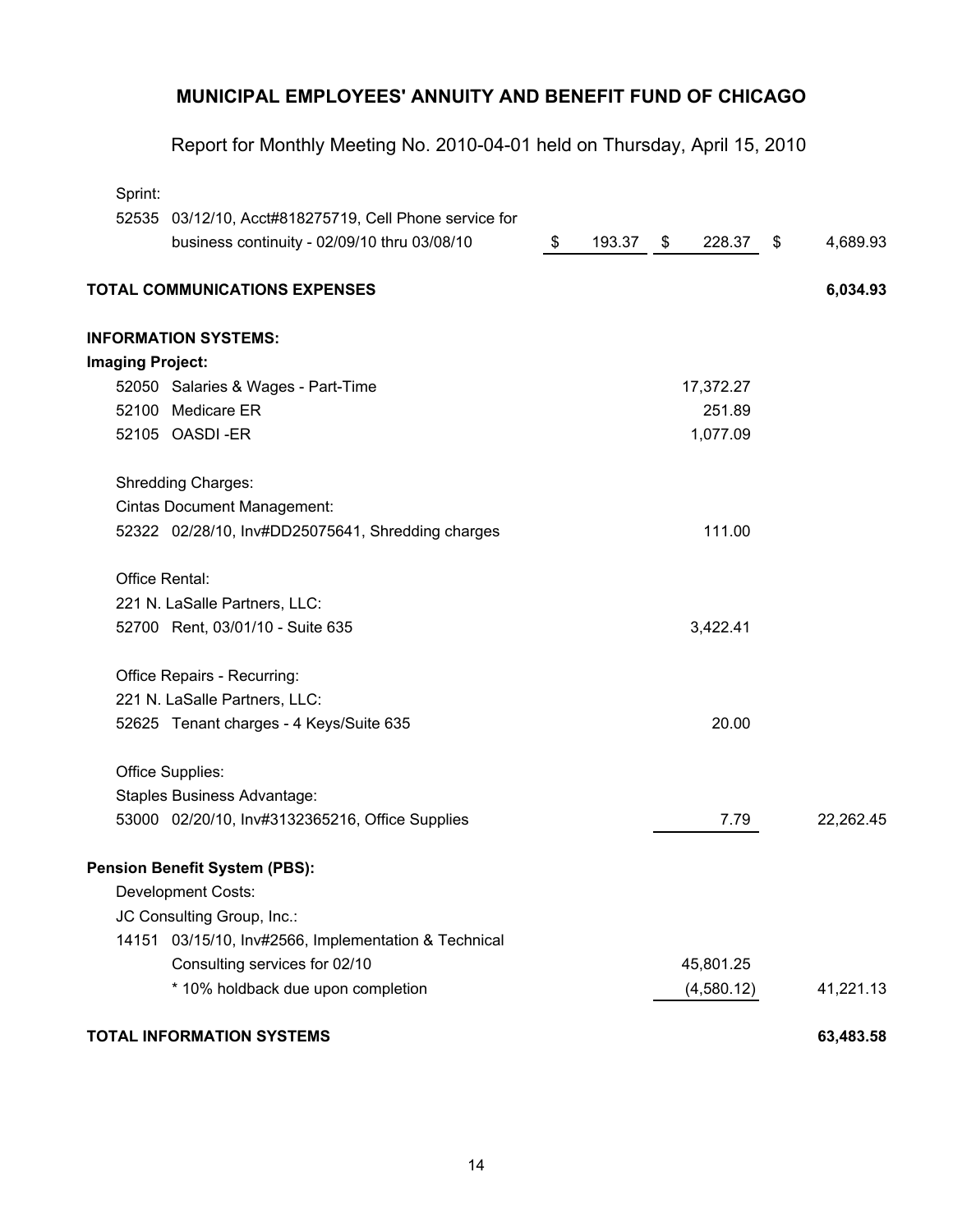## MUNICIPAL EMPLOYEES' ANNUITY AND BENEFIT FUND OF CHICAGO

Report for Monthly Meeting No. 2010-04-01 held on Thursday, April 15, 2010

| | | | | |
|---|---|---|---|---|
| Sprint: | | | | |
| 52535 03/12/10, Acct#818275719, Cell Phone service for business continuity - 02/09/10 thru 03/08/10 | $ 193.37 | $ 228.37 | $ | 4,689.93 |
| **TOTAL COMMUNICATIONS EXPENSES** | | | | **6,034.93** |
| **INFORMATION SYSTEMS:** | | | | |
| **Imaging Project:** | | | | |
| 52050 Salaries & Wages - Part-Time | | 17,372.27 | | |
| 52100 Medicare ER | | 251.89 | | |
| 52105 OASDI -ER | | 1,077.09 | | |
| Shredding Charges: | | | | |
| Cintas Document Management: | | | | |
| 52322 02/28/10, Inv#DD25075641, Shredding charges | | 111.00 | | |
| Office Rental: | | | | |
| 221 N. LaSalle Partners, LLC: | | | | |
| 52700 Rent, 03/01/10 - Suite 635 | | 3,422.41 | | |
| Office Repairs - Recurring: | | | | |
| 221 N. LaSalle Partners, LLC: | | | | |
| 52625 Tenant charges - 4 Keys/Suite 635 | | 20.00 | | |
| Office Supplies: | | | | |
| Staples Business Advantage: | | | | |
| 53000 02/20/10, Inv#3132365216, Office Supplies | | 7.79 | | 22,262.45 |
| **Pension Benefit System (PBS):** | | | | |
| Development Costs: | | | | |
| JC Consulting Group, Inc.: | | | | |
| 14151 03/15/10, Inv#2566, Implementation & Technical Consulting services for 02/10 | | 45,801.25 | | |
| * 10% holdback due upon completion | | (4,580.12) | | 41,221.13 |
| **TOTAL INFORMATION SYSTEMS** | | | | **63,483.58** |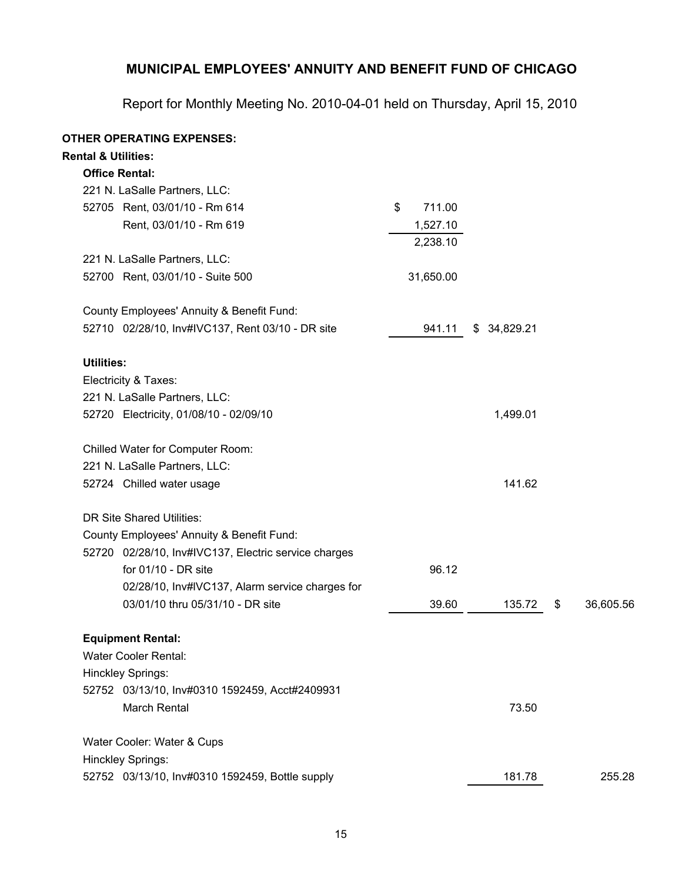## MUNICIPAL EMPLOYEES' ANNUITY AND BENEFIT FUND OF CHICAGO

Report for Monthly Meeting No. 2010-04-01 held on Thursday, April 15, 2010

**OTHER OPERATING EXPENSES:**

**Rental & Utilities:**

**Office Rental:**

| | | | | |
|---|---|---|---|---|
| 221 N. LaSalle Partners, LLC: | | | | |
| 52705 | Rent, 03/01/10 - Rm 614 | $ 711.00 | | |
| | Rent, 03/01/10 - Rm 619 | 1,527.10 | | |
| | | 2,238.10 | | |
| 221 N. LaSalle Partners, LLC: | | | | |
| 52700 | Rent, 03/01/10 - Suite 500 | 31,650.00 | | |
| County Employees' Annuity & Benefit Fund: | | | | |
| 52710 | 02/28/10, Inv#IVC137, Rent 03/10 - DR site | 941.11 | $ 34,829.21 | |

**Utilities:**

| | | | | |
|---|---|---|---|---|
| Electricity & Taxes: | | | | |
| 221 N. LaSalle Partners, LLC: | | | | |
| 52720 | Electricity, 01/08/10 - 02/09/10 | | 1,499.01 | |
| Chilled Water for Computer Room: | | | | |
| 221 N. LaSalle Partners, LLC: | | | | |
| 52724 | Chilled water usage | | 141.62 | |
| DR Site Shared Utilities: | | | | |
| County Employees' Annuity & Benefit Fund: | | | | |
| 52720 | 02/28/10, Inv#IVC137, Electric service charges for 01/10 - DR site | 96.12 | | |
| | 02/28/10, Inv#IVC137, Alarm service charges for 03/01/10 thru 05/31/10 - DR site | 39.60 | 135.72 | $ 36,605.56 |

**Equipment Rental:**

| | | | | |
|---|---|---|---|---|
| Water Cooler Rental: | | | | |
| Hinckley Springs: | | | | |
| 52752 | 03/13/10, Inv#0310 1592459, Acct#2409931 March Rental | | 73.50 | |
| Water Cooler: Water & Cups | | | | |
| Hinckley Springs: | | | | |
| 52752 | 03/13/10, Inv#0310 1592459, Bottle supply | | 181.78 | 255.28 |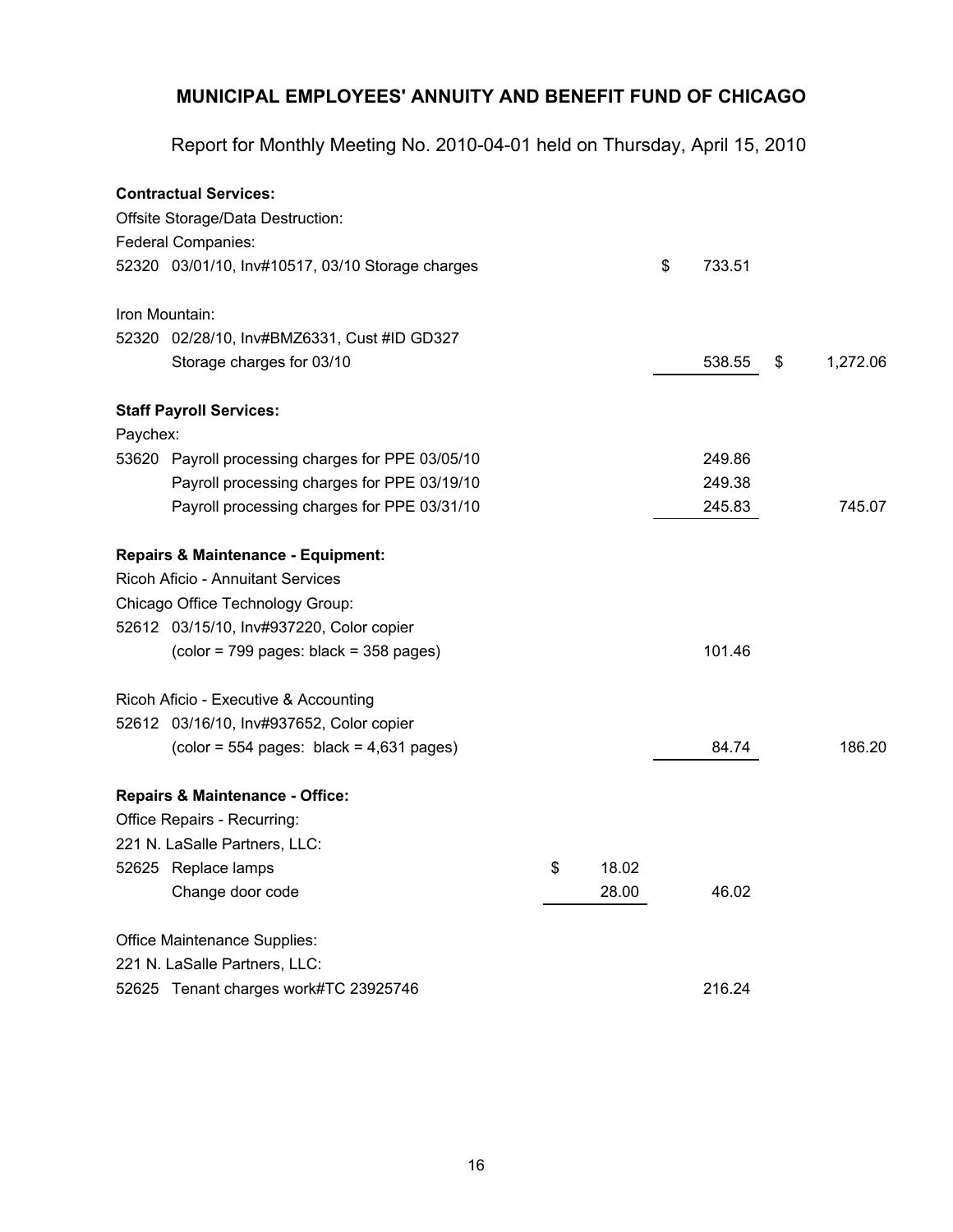# MUNICIPAL EMPLOYEES' ANNUITY AND BENEFIT FUND OF CHICAGO

Report for Monthly Meeting No. 2010-04-01 held on Thursday, April 15, 2010

| Description | | | |
|---|---|---|---|
| **Contractual Services:** | | | |
| Offsite Storage/Data Destruction: | | | |
| Federal Companies: | | | |
| 52320 03/01/10, Inv#10517, 03/10 Storage charges | | $ 733.51 | |
| Iron Mountain: | | | |
| 52320 02/28/10, Inv#BMZ6331, Cust #ID GD327 | | | |
| Storage charges for 03/10 | | 538.55 | $ 1,272.06 |
| **Staff Payroll Services:** | | | |
| Paychex: | | | |
| 53620 Payroll processing charges for PPE 03/05/10 | | 249.86 | |
| Payroll processing charges for PPE 03/19/10 | | 249.38 | |
| Payroll processing charges for PPE 03/31/10 | | 245.83 | 745.07 |
| **Repairs & Maintenance - Equipment:** | | | |
| Ricoh Aficio - Annuitant Services | | | |
| Chicago Office Technology Group: | | | |
| 52612 03/15/10, Inv#937220, Color copier | | | |
| (color = 799 pages: black = 358 pages) | | 101.46 | |
| Ricoh Aficio - Executive & Accounting | | | |
| 52612 03/16/10, Inv#937652, Color copier | | | |
| (color = 554 pages: black = 4,631 pages) | | 84.74 | 186.20 |
| **Repairs & Maintenance - Office:** | | | |
| Office Repairs - Recurring: | | | |
| 221 N. LaSalle Partners, LLC: | | | |
| 52625 Replace lamps | $ 18.02 | | |
| Change door code | 28.00 | 46.02 | |
| Office Maintenance Supplies: | | | |
| 221 N. LaSalle Partners, LLC: | | | |
| 52625 Tenant charges work#TC 23925746 | | 216.24 | |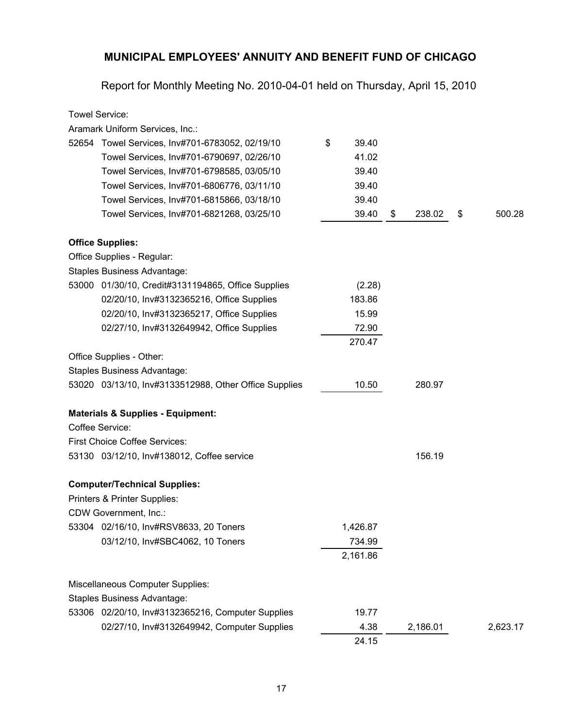## MUNICIPAL EMPLOYEES' ANNUITY AND BENEFIT FUND OF CHICAGO

Report for Monthly Meeting No. 2010-04-01 held on Thursday, April 15, 2010

| | | | | |
|---|---|---|---|---|
| Towel Service: | | | | |
| Aramark Uniform Services, Inc.: | | | | |
| 52654 | Towel Services, Inv#701-6783052, 02/19/10 | $ 39.40 | | |
| | Towel Services, Inv#701-6790697, 02/26/10 | 41.02 | | |
| | Towel Services, Inv#701-6798585, 03/05/10 | 39.40 | | |
| | Towel Services, Inv#701-6806776, 03/11/10 | 39.40 | | |
| | Towel Services, Inv#701-6815866, 03/18/10 | 39.40 | | |
| | Towel Services, Inv#701-6821268, 03/25/10 | 39.40 | $ 238.02 | $ 500.28 |
| **Office Supplies:** | | | | |
| Office Supplies - Regular: | | | | |
| Staples Business Advantage: | | | | |
| 53000 | 01/30/10, Credit#3131194865, Office Supplies | (2.28) | | |
| | 02/20/10, Inv#3132365216, Office Supplies | 183.86 | | |
| | 02/20/10, Inv#3132365217, Office Supplies | 15.99 | | |
| | 02/27/10, Inv#3132649942, Office Supplies | 72.90 | | |
| | | 270.47 | | |
| Office Supplies - Other: | | | | |
| Staples Business Advantage: | | | | |
| 53020 | 03/13/10, Inv#3133512988, Other Office Supplies | 10.50 | 280.97 | |
| **Materials & Supplies - Equipment:** | | | | |
| Coffee Service: | | | | |
| First Choice Coffee Services: | | | | |
| 53130 | 03/12/10, Inv#138012, Coffee service | | 156.19 | |
| **Computer/Technical Supplies:** | | | | |
| Printers & Printer Supplies: | | | | |
| CDW Government, Inc.: | | | | |
| 53304 | 02/16/10, Inv#RSV8633, 20 Toners | 1,426.87 | | |
| | 03/12/10, Inv#SBC4062, 10 Toners | 734.99 | | |
| | | 2,161.86 | | |
| Miscellaneous Computer Supplies: | | | | |
| Staples Business Advantage: | | | | |
| 53306 | 02/20/10, Inv#3132365216, Computer Supplies | 19.77 | | |
| | 02/27/10, Inv#3132649942, Computer Supplies | 4.38 | 2,186.01 | 2,623.17 |
| | | 24.15 | | |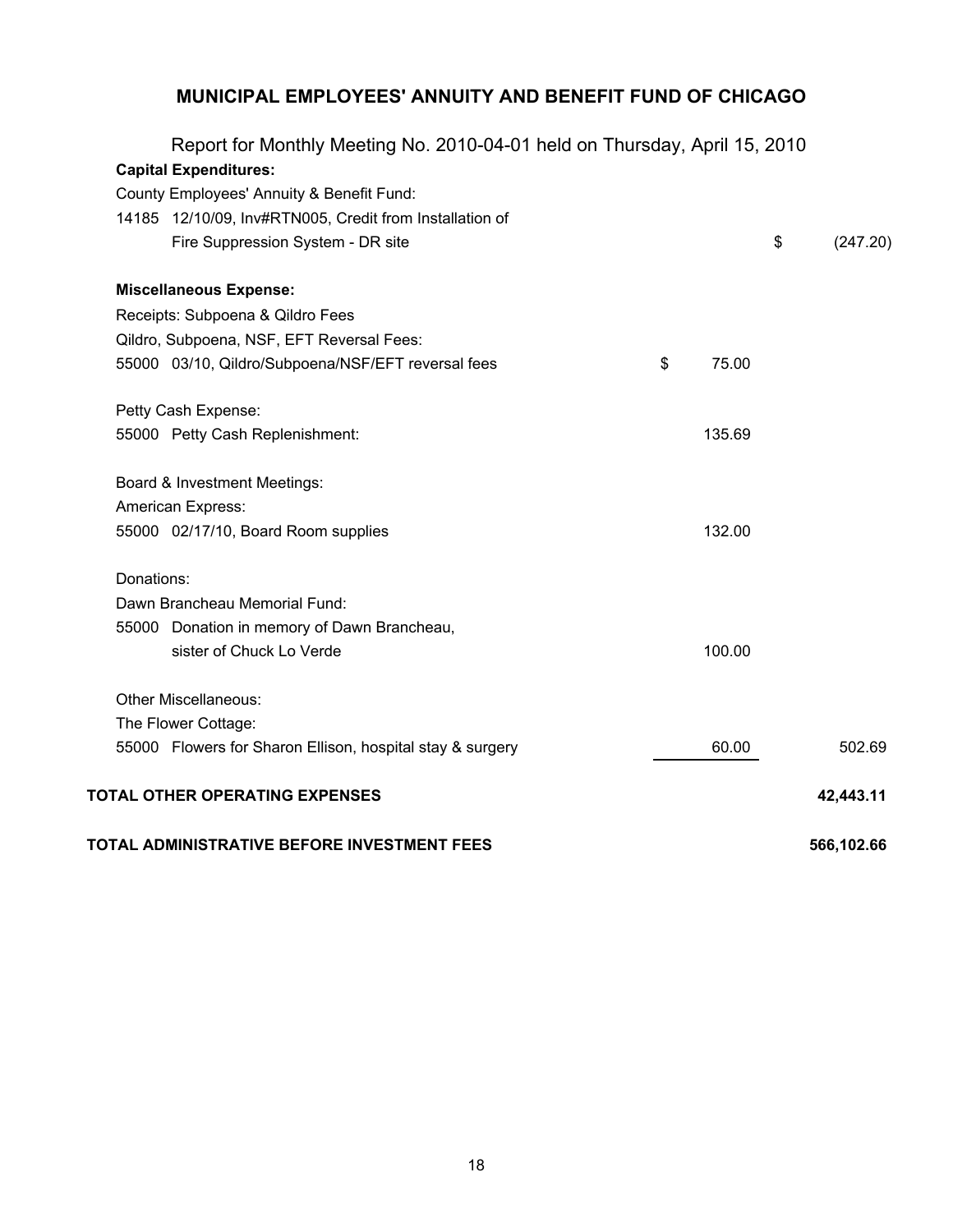## MUNICIPAL EMPLOYEES' ANNUITY AND BENEFIT FUND OF CHICAGO

Report for Monthly Meeting No. 2010-04-01 held on Thursday, April 15, 2010

| | | |
|---|---|---|
| **Capital Expenditures:** | | |
| County Employees' Annuity & Benefit Fund: | | |
| 14185 12/10/09, Inv#RTN005, Credit from Installation of Fire Suppression System - DR site | | $ (247.20) |
| | | |
| **Miscellaneous Expense:** | | |
| Receipts: Subpoena & Qildro Fees | | |
| Qildro, Subpoena, NSF, EFT Reversal Fees: | | |
| 55000 03/10, Qildro/Subpoena/NSF/EFT reversal fees | $ 75.00 | |
| | | |
| Petty Cash Expense: | | |
| 55000 Petty Cash Replenishment: | 135.69 | |
| | | |
| Board & Investment Meetings: | | |
| American Express: | | |
| 55000 02/17/10, Board Room supplies | 132.00 | |
| | | |
| Donations: | | |
| Dawn Brancheau Memorial Fund: | | |
| 55000 Donation in memory of Dawn Brancheau, sister of Chuck Lo Verde | 100.00 | |
| | | |
| Other Miscellaneous: | | |
| The Flower Cottage: | | |
| 55000 Flowers for Sharon Ellison, hospital stay & surgery | 60.00 | 502.69 |
| | | |
| **TOTAL OTHER OPERATING EXPENSES** | | **42,443.11** |
| | | |
| **TOTAL ADMINISTRATIVE BEFORE INVESTMENT FEES** | | **566,102.66** |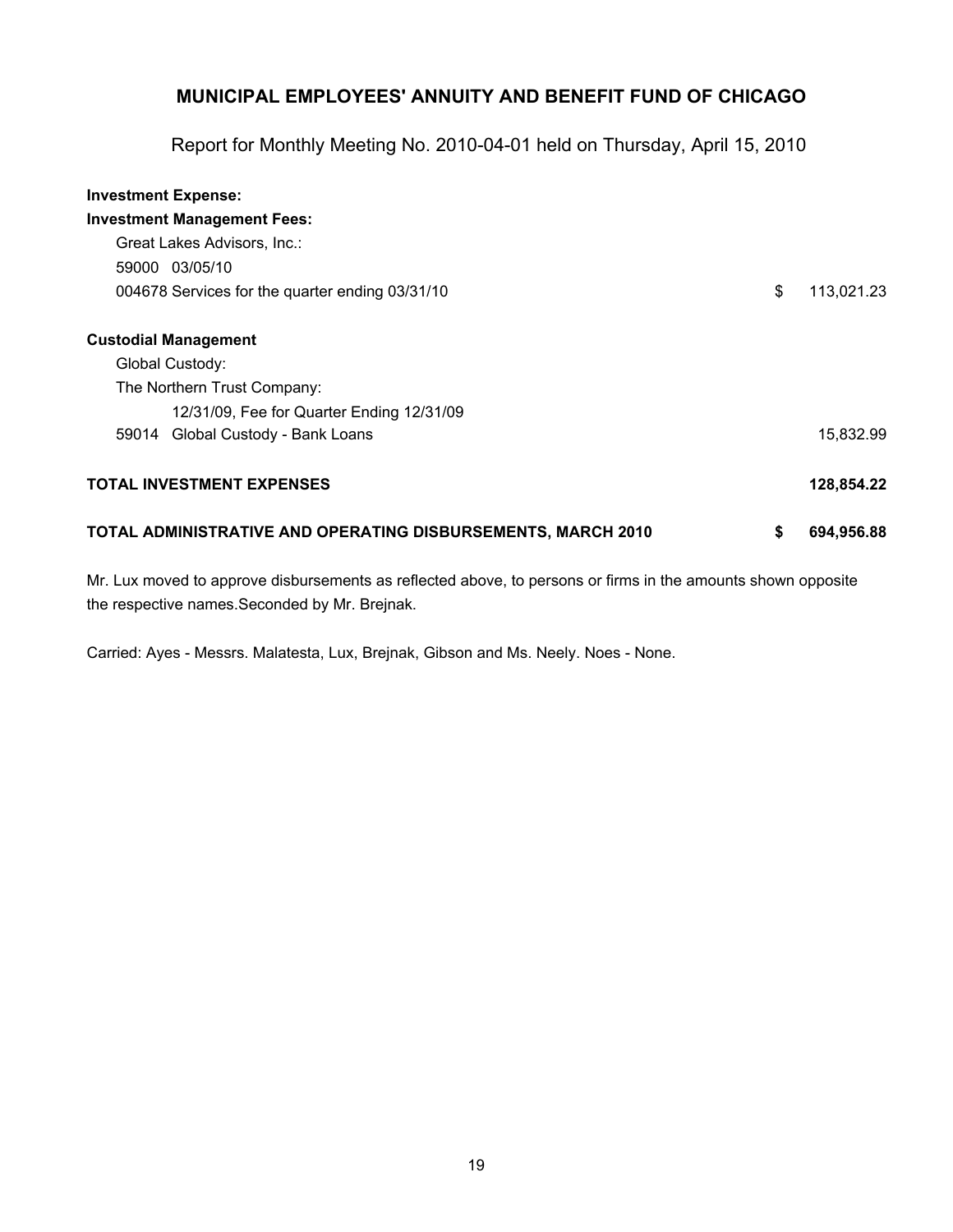# MUNICIPAL EMPLOYEES' ANNUITY AND BENEFIT FUND OF CHICAGO

Report for Monthly Meeting No. 2010-04-01 held on Thursday, April 15, 2010

**Investment Expense:**

**Investment Management Fees:**

| | |
|---|---|
| Great Lakes Advisors, Inc.: | |
| 59000 03/05/10 | |
| 004678 Services for the quarter ending 03/31/10 | $ 113,021.23 |
| **Custodial Management** | |
| Global Custody: | |
| The Northern Trust Company: | |
| 12/31/09, Fee for Quarter Ending 12/31/09 | |
| 59014 Global Custody - Bank Loans | 15,832.99 |
| **TOTAL INVESTMENT EXPENSES** | **128,854.22** |
| **TOTAL ADMINISTRATIVE AND OPERATING DISBURSEMENTS, MARCH 2010** | **$ 694,956.88** |

Mr. Lux moved to approve disbursements as reflected above, to persons or firms in the amounts shown opposite the respective names.Seconded by Mr. Brejnak.

Carried: Ayes - Messrs. Malatesta, Lux, Brejnak, Gibson and Ms. Neely. Noes - None.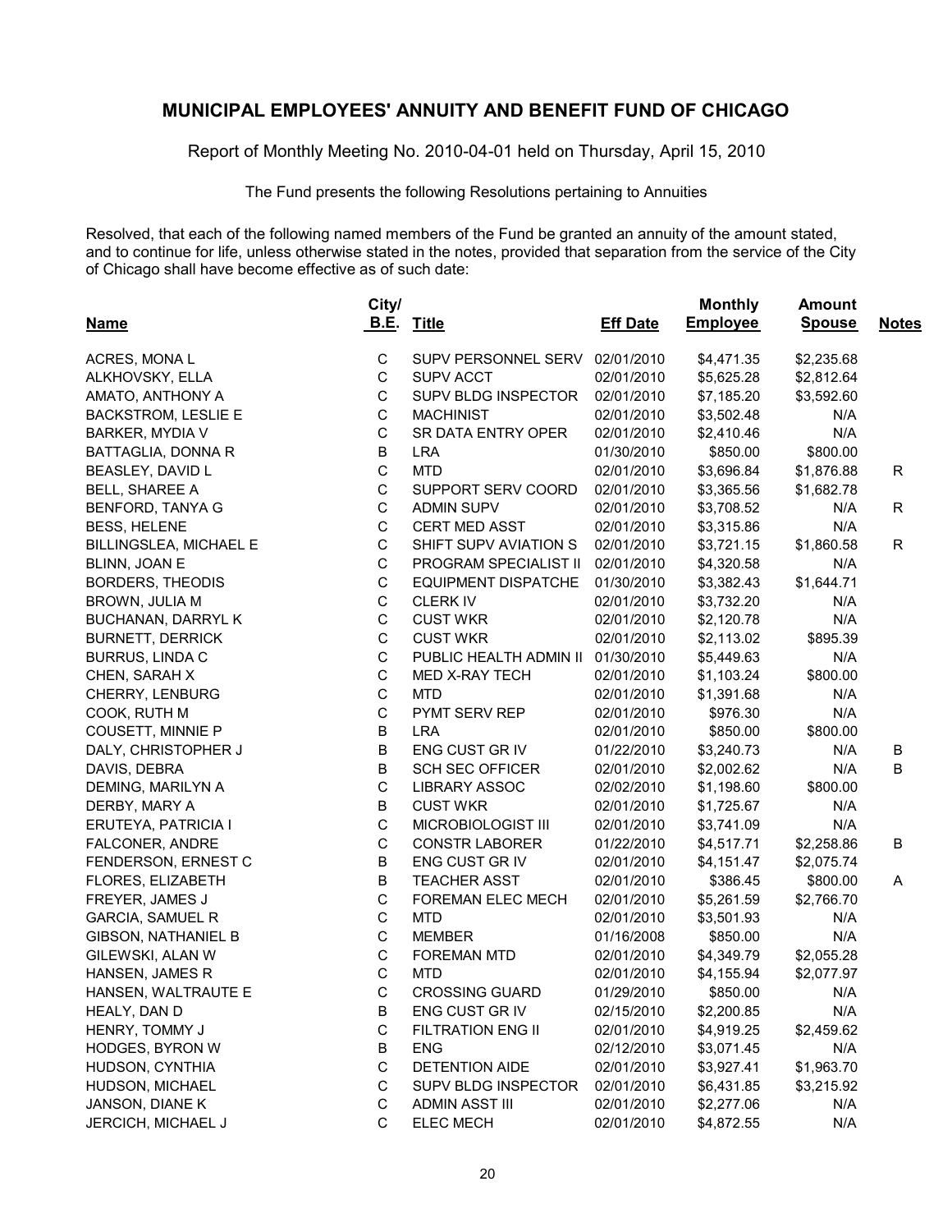## MUNICIPAL EMPLOYEES' ANNUITY AND BENEFIT FUND OF CHICAGO

Report of Monthly Meeting No. 2010-04-01 held on Thursday, April 15, 2010

The Fund presents the following Resolutions pertaining to Annuities

Resolved, that each of the following named members of the Fund be granted an annuity of the amount stated, and to continue for life, unless otherwise stated in the notes, provided that separation from the service of the City of Chicago shall have become effective as of such date:

| Name | City/ B.E. | Title | Eff Date | Monthly Employee | Amount Spouse | Notes |
|---|---|---|---|---|---|---|
| ACRES, MONA L | C | SUPV PERSONNEL SERV | 02/01/2010 | $4,471.35 | $2,235.68 | |
| ALKHOVSKY, ELLA | C | SUPV ACCT | 02/01/2010 | $5,625.28 | $2,812.64 | |
| AMATO, ANTHONY A | C | SUPV BLDG INSPECTOR | 02/01/2010 | $7,185.20 | $3,592.60 | |
| BACKSTROM, LESLIE E | C | MACHINIST | 02/01/2010 | $3,502.48 | N/A | |
| BARKER, MYDIA V | C | SR DATA ENTRY OPER | 02/01/2010 | $2,410.46 | N/A | |
| BATTAGLIA, DONNA R | B | LRA | 01/30/2010 | $850.00 | $800.00 | |
| BEASLEY, DAVID L | C | MTD | 02/01/2010 | $3,696.84 | $1,876.88 | R |
| BELL, SHAREE A | C | SUPPORT SERV COORD | 02/01/2010 | $3,365.56 | $1,682.78 | |
| BENFORD, TANYA G | C | ADMIN SUPV | 02/01/2010 | $3,708.52 | N/A | R |
| BESS, HELENE | C | CERT MED ASST | 02/01/2010 | $3,315.86 | N/A | |
| BILLINGSLEA, MICHAEL E | C | SHIFT SUPV AVIATION S | 02/01/2010 | $3,721.15 | $1,860.58 | R |
| BLINN, JOAN E | C | PROGRAM SPECIALIST II | 02/01/2010 | $4,320.58 | N/A | |
| BORDERS, THEODIS | C | EQUIPMENT DISPATCHE | 01/30/2010 | $3,382.43 | $1,644.71 | |
| BROWN, JULIA M | C | CLERK IV | 02/01/2010 | $3,732.20 | N/A | |
| BUCHANAN, DARRYL K | C | CUST WKR | 02/01/2010 | $2,120.78 | N/A | |
| BURNETT, DERRICK | C | CUST WKR | 02/01/2010 | $2,113.02 | $895.39 | |
| BURRUS, LINDA C | C | PUBLIC HEALTH ADMIN II | 01/30/2010 | $5,449.63 | N/A | |
| CHEN, SARAH X | C | MED X-RAY TECH | 02/01/2010 | $1,103.24 | $800.00 | |
| CHERRY, LENBURG | C | MTD | 02/01/2010 | $1,391.68 | N/A | |
| COOK, RUTH M | C | PYMT SERV REP | 02/01/2010 | $976.30 | N/A | |
| COUSETT, MINNIE P | B | LRA | 02/01/2010 | $850.00 | $800.00 | |
| DALY, CHRISTOPHER J | B | ENG CUST GR IV | 01/22/2010 | $3,240.73 | N/A | B |
| DAVIS, DEBRA | B | SCH SEC OFFICER | 02/01/2010 | $2,002.62 | N/A | B |
| DEMING, MARILYN A | C | LIBRARY ASSOC | 02/02/2010 | $1,198.60 | $800.00 | |
| DERBY, MARY A | B | CUST WKR | 02/01/2010 | $1,725.67 | N/A | |
| ERUTEYA, PATRICIA I | C | MICROBIOLOGIST III | 02/01/2010 | $3,741.09 | N/A | |
| FALCONER, ANDRE | C | CONSTR LABORER | 01/22/2010 | $4,517.71 | $2,258.86 | B |
| FENDERSON, ERNEST C | B | ENG CUST GR IV | 02/01/2010 | $4,151.47 | $2,075.74 | |
| FLORES, ELIZABETH | B | TEACHER ASST | 02/01/2010 | $386.45 | $800.00 | A |
| FREYER, JAMES J | C | FOREMAN ELEC MECH | 02/01/2010 | $5,261.59 | $2,766.70 | |
| GARCIA, SAMUEL R | C | MTD | 02/01/2010 | $3,501.93 | N/A | |
| GIBSON, NATHANIEL B | C | MEMBER | 01/16/2008 | $850.00 | N/A | |
| GILEWSKI, ALAN W | C | FOREMAN MTD | 02/01/2010 | $4,349.79 | $2,055.28 | |
| HANSEN, JAMES R | C | MTD | 02/01/2010 | $4,155.94 | $2,077.97 | |
| HANSEN, WALTRAUTE E | C | CROSSING GUARD | 01/29/2010 | $850.00 | N/A | |
| HEALY, DAN D | B | ENG CUST GR IV | 02/15/2010 | $2,200.85 | N/A | |
| HENRY, TOMMY J | C | FILTRATION ENG II | 02/01/2010 | $4,919.25 | $2,459.62 | |
| HODGES, BYRON W | B | ENG | 02/12/2010 | $3,071.45 | N/A | |
| HUDSON, CYNTHIA | C | DETENTION AIDE | 02/01/2010 | $3,927.41 | $1,963.70 | |
| HUDSON, MICHAEL | C | SUPV BLDG INSPECTOR | 02/01/2010 | $6,431.85 | $3,215.92 | |
| JANSON, DIANE K | C | ADMIN ASST III | 02/01/2010 | $2,277.06 | N/A | |
| JERCICH, MICHAEL J | C | ELEC MECH | 02/01/2010 | $4,872.55 | N/A | |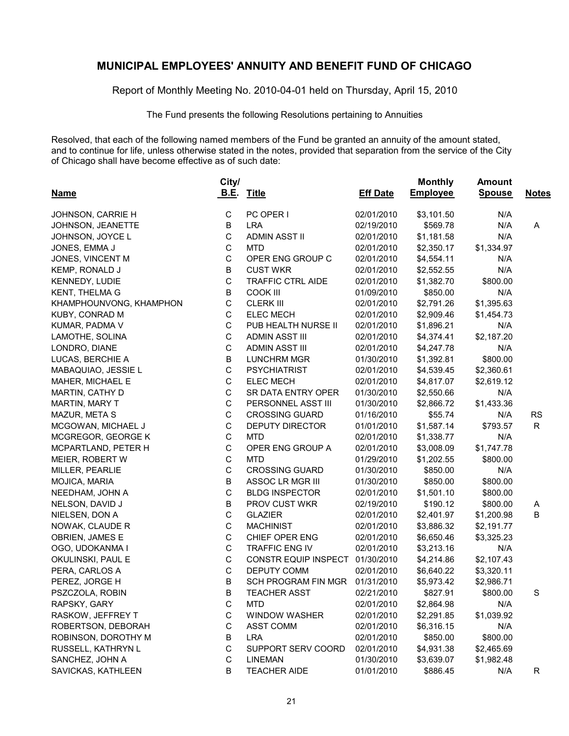# MUNICIPAL EMPLOYEES' ANNUITY AND BENEFIT FUND OF CHICAGO

Report of Monthly Meeting No. 2010-04-01 held on Thursday, April 15, 2010

The Fund presents the following Resolutions pertaining to Annuities

Resolved, that each of the following named members of the Fund be granted an annuity of the amount stated, and to continue for life, unless otherwise stated in the notes, provided that separation from the service of the City of Chicago shall have become effective as of such date:

| Name | City/ B.E. | Title | Eff Date | Monthly Employee | Amount Spouse | Notes |
|---|---|---|---|---|---|---|
| JOHNSON, CARRIE H | C | PC OPER I | 02/01/2010 | $3,101.50 | N/A | |
| JOHNSON, JEANETTE | B | LRA | 02/19/2010 | $569.78 | N/A | A |
| JOHNSON, JOYCE L | C | ADMIN ASST II | 02/01/2010 | $1,181.58 | N/A | |
| JONES, EMMA J | C | MTD | 02/01/2010 | $2,350.17 | $1,334.97 | |
| JONES, VINCENT M | C | OPER ENG GROUP C | 02/01/2010 | $4,554.11 | N/A | |
| KEMP, RONALD J | B | CUST WKR | 02/01/2010 | $2,552.55 | N/A | |
| KENNEDY, LUDIE | C | TRAFFIC CTRL AIDE | 02/01/2010 | $1,382.70 | $800.00 | |
| KENT, THELMA G | B | COOK III | 01/09/2010 | $850.00 | N/A | |
| KHAMPHOUNVONG, KHAMPHON | C | CLERK III | 02/01/2010 | $2,791.26 | $1,395.63 | |
| KUBY, CONRAD M | C | ELEC MECH | 02/01/2010 | $2,909.46 | $1,454.73 | |
| KUMAR, PADMA V | C | PUB HEALTH NURSE II | 02/01/2010 | $1,896.21 | N/A | |
| LAMOTHE, SOLINA | C | ADMIN ASST III | 02/01/2010 | $4,374.41 | $2,187.20 | |
| LONDRO, DIANE | C | ADMIN ASST III | 02/01/2010 | $4,247.78 | N/A | |
| LUCAS, BERCHIE A | B | LUNCHRM MGR | 01/30/2010 | $1,392.81 | $800.00 | |
| MABAQUIAO, JESSIE L | C | PSYCHIATRIST | 02/01/2010 | $4,539.45 | $2,360.61 | |
| MAHER, MICHAEL E | C | ELEC MECH | 02/01/2010 | $4,817.07 | $2,619.12 | |
| MARTIN, CATHY D | C | SR DATA ENTRY OPER | 01/30/2010 | $2,550.66 | N/A | |
| MARTIN, MARY T | C | PERSONNEL ASST III | 01/30/2010 | $2,866.72 | $1,433.36 | |
| MAZUR, META S | C | CROSSING GUARD | 01/16/2010 | $55.74 | N/A | RS |
| MCGOWAN, MICHAEL J | C | DEPUTY DIRECTOR | 01/01/2010 | $1,587.14 | $793.57 | R |
| MCGREGOR, GEORGE K | C | MTD | 02/01/2010 | $1,338.77 | N/A | |
| MCPARTLAND, PETER H | C | OPER ENG GROUP A | 02/01/2010 | $3,008.09 | $1,747.78 | |
| MEIER, ROBERT W | C | MTD | 01/29/2010 | $1,202.55 | $800.00 | |
| MILLER, PEARLIE | C | CROSSING GUARD | 01/30/2010 | $850.00 | N/A | |
| MOJICA, MARIA | B | ASSOC LR MGR III | 01/30/2010 | $850.00 | $800.00 | |
| NEEDHAM, JOHN A | C | BLDG INSPECTOR | 02/01/2010 | $1,501.10 | $800.00 | |
| NELSON, DAVID J | B | PROV CUST WKR | 02/19/2010 | $190.12 | $800.00 | A |
| NIELSEN, DON A | C | GLAZIER | 02/01/2010 | $2,401.97 | $1,200.98 | B |
| NOWAK, CLAUDE R | C | MACHINIST | 02/01/2010 | $3,886.32 | $2,191.77 | |
| OBRIEN, JAMES E | C | CHIEF OPER ENG | 02/01/2010 | $6,650.46 | $3,325.23 | |
| OGO, UDOKANMA I | C | TRAFFIC ENG IV | 02/01/2010 | $3,213.16 | N/A | |
| OKULINSKI, PAUL E | C | CONSTR EQUIP INSPECT | 01/30/2010 | $4,214.86 | $2,107.43 | |
| PERA, CARLOS A | C | DEPUTY COMM | 02/01/2010 | $6,640.22 | $3,320.11 | |
| PEREZ, JORGE H | B | SCH PROGRAM FIN MGR | 01/31/2010 | $5,973.42 | $2,986.71 | |
| PSZCZOLA, ROBIN | B | TEACHER ASST | 02/21/2010 | $827.91 | $800.00 | S |
| RAPSKY, GARY | C | MTD | 02/01/2010 | $2,864.98 | N/A | |
| RASKOW, JEFFREY T | C | WINDOW WASHER | 02/01/2010 | $2,291.85 | $1,039.92 | |
| ROBERTSON, DEBORAH | C | ASST COMM | 02/01/2010 | $6,316.15 | N/A | |
| ROBINSON, DOROTHY M | B | LRA | 02/01/2010 | $850.00 | $800.00 | |
| RUSSELL, KATHRYN L | C | SUPPORT SERV COORD | 02/01/2010 | $4,931.38 | $2,465.69 | |
| SANCHEZ, JOHN A | C | LINEMAN | 01/30/2010 | $3,639.07 | $1,982.48 | |
| SAVICKAS, KATHLEEN | B | TEACHER AIDE | 01/01/2010 | $886.45 | N/A | R |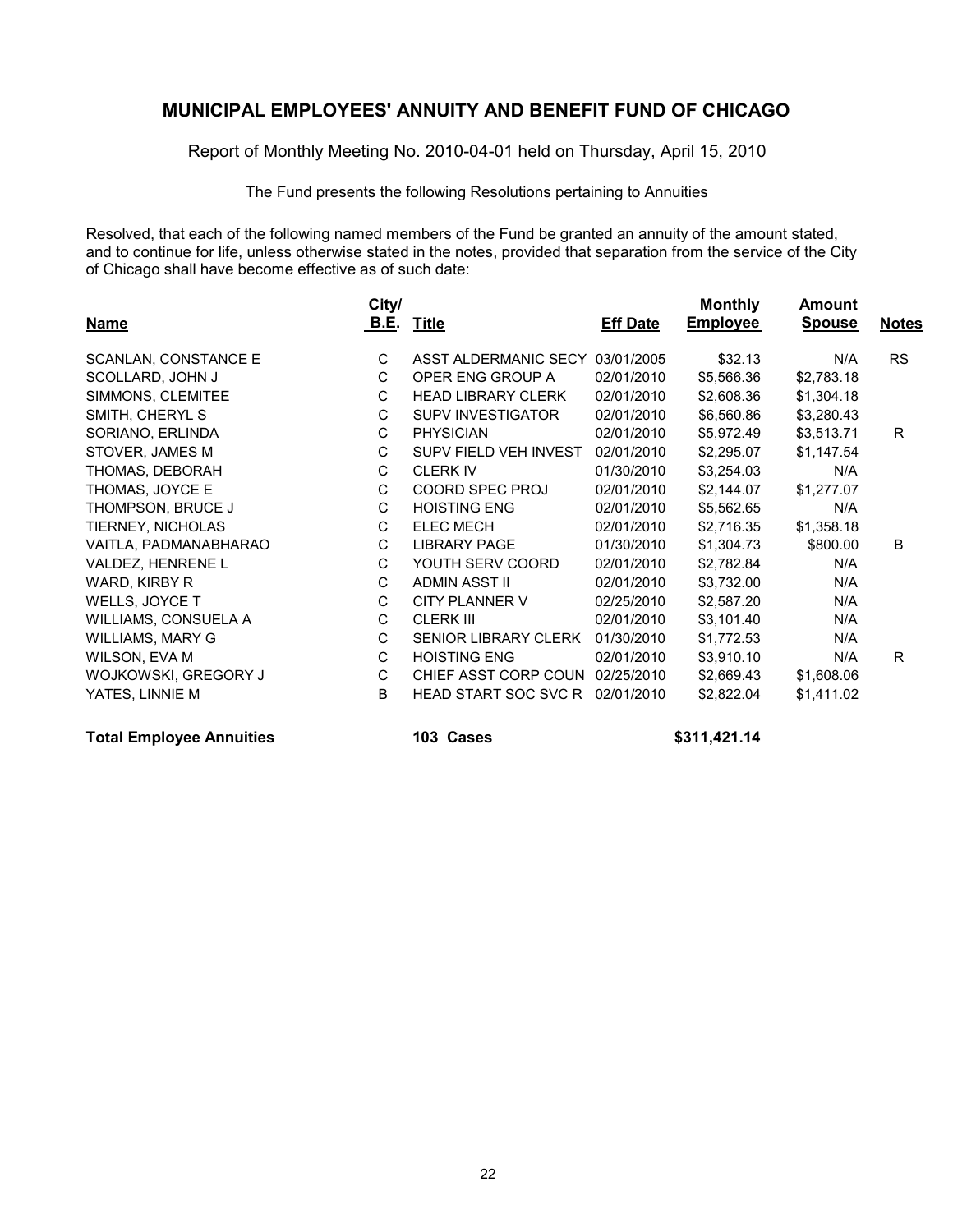## MUNICIPAL EMPLOYEES' ANNUITY AND BENEFIT FUND OF CHICAGO

Report of Monthly Meeting No. 2010-04-01 held on Thursday, April 15, 2010

The Fund presents the following Resolutions pertaining to Annuities

Resolved, that each of the following named members of the Fund be granted an annuity of the amount stated, and to continue for life, unless otherwise stated in the notes, provided that separation from the service of the City of Chicago shall have become effective as of such date:

| Name | City/ B.E. | Title | Eff Date | Monthly Employee | Amount Spouse | Notes |
|---|---|---|---|---|---|---|
| SCANLAN, CONSTANCE E | C | ASST ALDERMANIC SECY | 03/01/2005 | $32.13 | N/A | RS |
| SCOLLARD, JOHN J | C | OPER ENG GROUP A | 02/01/2010 | $5,566.36 | $2,783.18 | |
| SIMMONS, CLEMITEE | C | HEAD LIBRARY CLERK | 02/01/2010 | $2,608.36 | $1,304.18 | |
| SMITH, CHERYL S | C | SUPV INVESTIGATOR | 02/01/2010 | $6,560.86 | $3,280.43 | |
| SORIANO, ERLINDA | C | PHYSICIAN | 02/01/2010 | $5,972.49 | $3,513.71 | R |
| STOVER, JAMES M | C | SUPV FIELD VEH INVEST | 02/01/2010 | $2,295.07 | $1,147.54 | |
| THOMAS, DEBORAH | C | CLERK IV | 01/30/2010 | $3,254.03 | N/A | |
| THOMAS, JOYCE E | C | COORD SPEC PROJ | 02/01/2010 | $2,144.07 | $1,277.07 | |
| THOMPSON, BRUCE J | C | HOISTING ENG | 02/01/2010 | $5,562.65 | N/A | |
| TIERNEY, NICHOLAS | C | ELEC MECH | 02/01/2010 | $2,716.35 | $1,358.18 | |
| VAITLA, PADMANABHARAO | C | LIBRARY PAGE | 01/30/2010 | $1,304.73 | $800.00 | B |
| VALDEZ, HENRENE L | C | YOUTH SERV COORD | 02/01/2010 | $2,782.84 | N/A | |
| WARD, KIRBY R | C | ADMIN ASST II | 02/01/2010 | $3,732.00 | N/A | |
| WELLS, JOYCE T | C | CITY PLANNER V | 02/25/2010 | $2,587.20 | N/A | |
| WILLIAMS, CONSUELA A | C | CLERK III | 02/01/2010 | $3,101.40 | N/A | |
| WILLIAMS, MARY G | C | SENIOR LIBRARY CLERK | 01/30/2010 | $1,772.53 | N/A | |
| WILSON, EVA M | C | HOISTING ENG | 02/01/2010 | $3,910.10 | N/A | R |
| WOJKOWSKI, GREGORY J | C | CHIEF ASST CORP COUN | 02/25/2010 | $2,669.43 | $1,608.06 | |
| YATES, LINNIE M | B | HEAD START SOC SVC R | 02/01/2010 | $2,822.04 | $1,411.02 | |

**Total Employee Annuities** **103 Cases** **$311,421.14**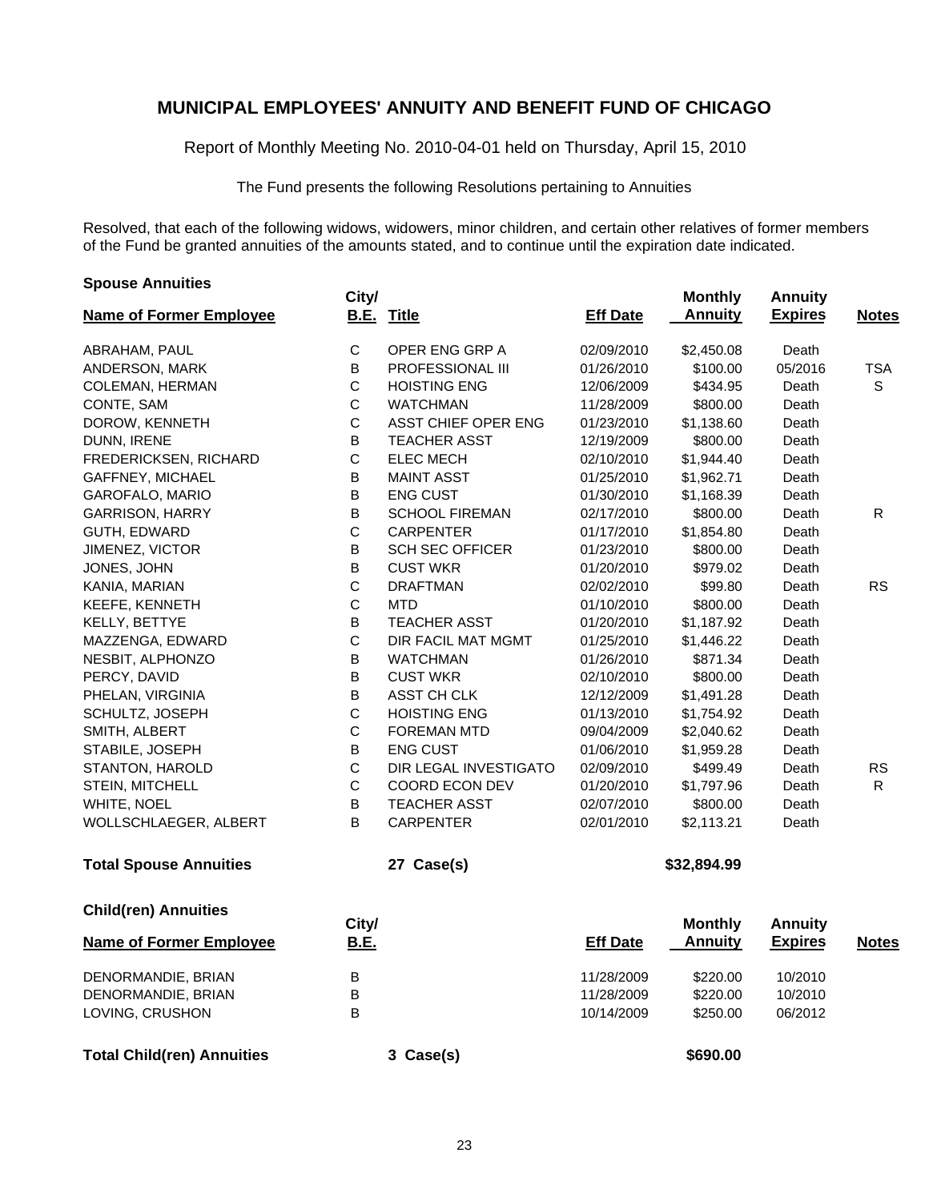# MUNICIPAL EMPLOYEES' ANNUITY AND BENEFIT FUND OF CHICAGO

Report of Monthly Meeting No. 2010-04-01 held on Thursday, April 15, 2010

The Fund presents the following Resolutions pertaining to Annuities

Resolved, that each of the following widows, widowers, minor children, and certain other relatives of former members of the Fund be granted annuities of the amounts stated, and to continue until the expiration date indicated.

**Spouse Annuities**

| Name of Former Employee | City/ B.E. | Title | Eff Date | Monthly Annuity | Annuity Expires | Notes |
|---|---|---|---|---|---|---|
| ABRAHAM, PAUL | C | OPER ENG GRP A | 02/09/2010 | $2,450.08 | Death | |
| ANDERSON, MARK | B | PROFESSIONAL III | 01/26/2010 | $100.00 | 05/2016 | TSA |
| COLEMAN, HERMAN | C | HOISTING ENG | 12/06/2009 | $434.95 | Death | S |
| CONTE, SAM | C | WATCHMAN | 11/28/2009 | $800.00 | Death | |
| DOROW, KENNETH | C | ASST CHIEF OPER ENG | 01/23/2010 | $1,138.60 | Death | |
| DUNN, IRENE | B | TEACHER ASST | 12/19/2009 | $800.00 | Death | |
| FREDERICKSEN, RICHARD | C | ELEC MECH | 02/10/2010 | $1,944.40 | Death | |
| GAFFNEY, MICHAEL | B | MAINT ASST | 01/25/2010 | $1,962.71 | Death | |
| GAROFALO, MARIO | B | ENG CUST | 01/30/2010 | $1,168.39 | Death | |
| GARRISON, HARRY | B | SCHOOL FIREMAN | 02/17/2010 | $800.00 | Death | R |
| GUTH, EDWARD | C | CARPENTER | 01/17/2010 | $1,854.80 | Death | |
| JIMENEZ, VICTOR | B | SCH SEC OFFICER | 01/23/2010 | $800.00 | Death | |
| JONES, JOHN | B | CUST WKR | 01/20/2010 | $979.02 | Death | |
| KANIA, MARIAN | C | DRAFTMAN | 02/02/2010 | $99.80 | Death | RS |
| KEEFE, KENNETH | C | MTD | 01/10/2010 | $800.00 | Death | |
| KELLY, BETTYE | B | TEACHER ASST | 01/20/2010 | $1,187.92 | Death | |
| MAZZENGA, EDWARD | C | DIR FACIL MAT MGMT | 01/25/2010 | $1,446.22 | Death | |
| NESBIT, ALPHONZO | B | WATCHMAN | 01/26/2010 | $871.34 | Death | |
| PERCY, DAVID | B | CUST WKR | 02/10/2010 | $800.00 | Death | |
| PHELAN, VIRGINIA | B | ASST CH CLK | 12/12/2009 | $1,491.28 | Death | |
| SCHULTZ, JOSEPH | C | HOISTING ENG | 01/13/2010 | $1,754.92 | Death | |
| SMITH, ALBERT | C | FOREMAN MTD | 09/04/2009 | $2,040.62 | Death | |
| STABILE, JOSEPH | B | ENG CUST | 01/06/2010 | $1,959.28 | Death | |
| STANTON, HAROLD | C | DIR LEGAL INVESTIGATO | 02/09/2010 | $499.49 | Death | RS |
| STEIN, MITCHELL | C | COORD ECON DEV | 01/20/2010 | $1,797.96 | Death | R |
| WHITE, NOEL | B | TEACHER ASST | 02/07/2010 | $800.00 | Death | |
| WOLLSCHLAEGER, ALBERT | B | CARPENTER | 02/01/2010 | $2,113.21 | Death | |
| **Total Spouse Annuities** | | **27 Case(s)** | | **$32,894.99** | | |

**Child(ren) Annuities**

| Name of Former Employee | City/ B.E. | | Eff Date | Monthly Annuity | Annuity Expires | Notes |
|---|---|---|---|---|---|---|
| DENORMANDIE, BRIAN | B | | 11/28/2009 | $220.00 | 10/2010 | |
| DENORMANDIE, BRIAN | B | | 11/28/2009 | $220.00 | 10/2010 | |
| LOVING, CRUSHON | B | | 10/14/2009 | $250.00 | 06/2012 | |
| **Total Child(ren) Annuities** | | **3 Case(s)** | | **$690.00** | | |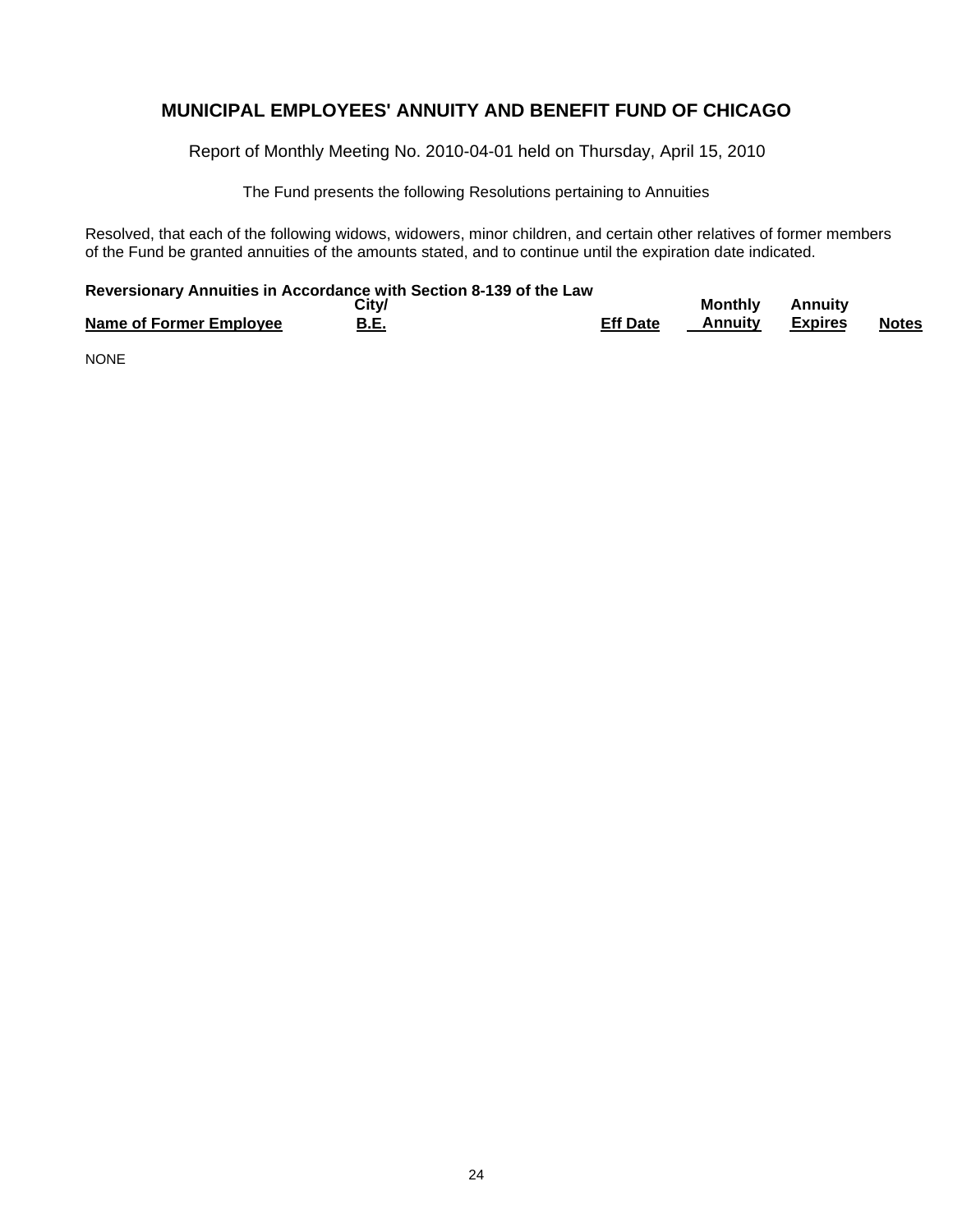# MUNICIPAL EMPLOYEES' ANNUITY AND BENEFIT FUND OF CHICAGO

Report of Monthly Meeting No. 2010-04-01 held on Thursday, April 15, 2010

The Fund presents the following Resolutions pertaining to Annuities

Resolved, that each of the following widows, widowers, minor children, and certain other relatives of former members of the Fund be granted annuities of the amounts stated, and to continue until the expiration date indicated.

**Reversionary Annuities in Accordance with Section 8-139 of the Law**

| Name of Former Employee | City/ B.E. | Eff Date | Monthly Annuity | Annuity Expires | Notes |
|---|---|---|---|---|---|

NONE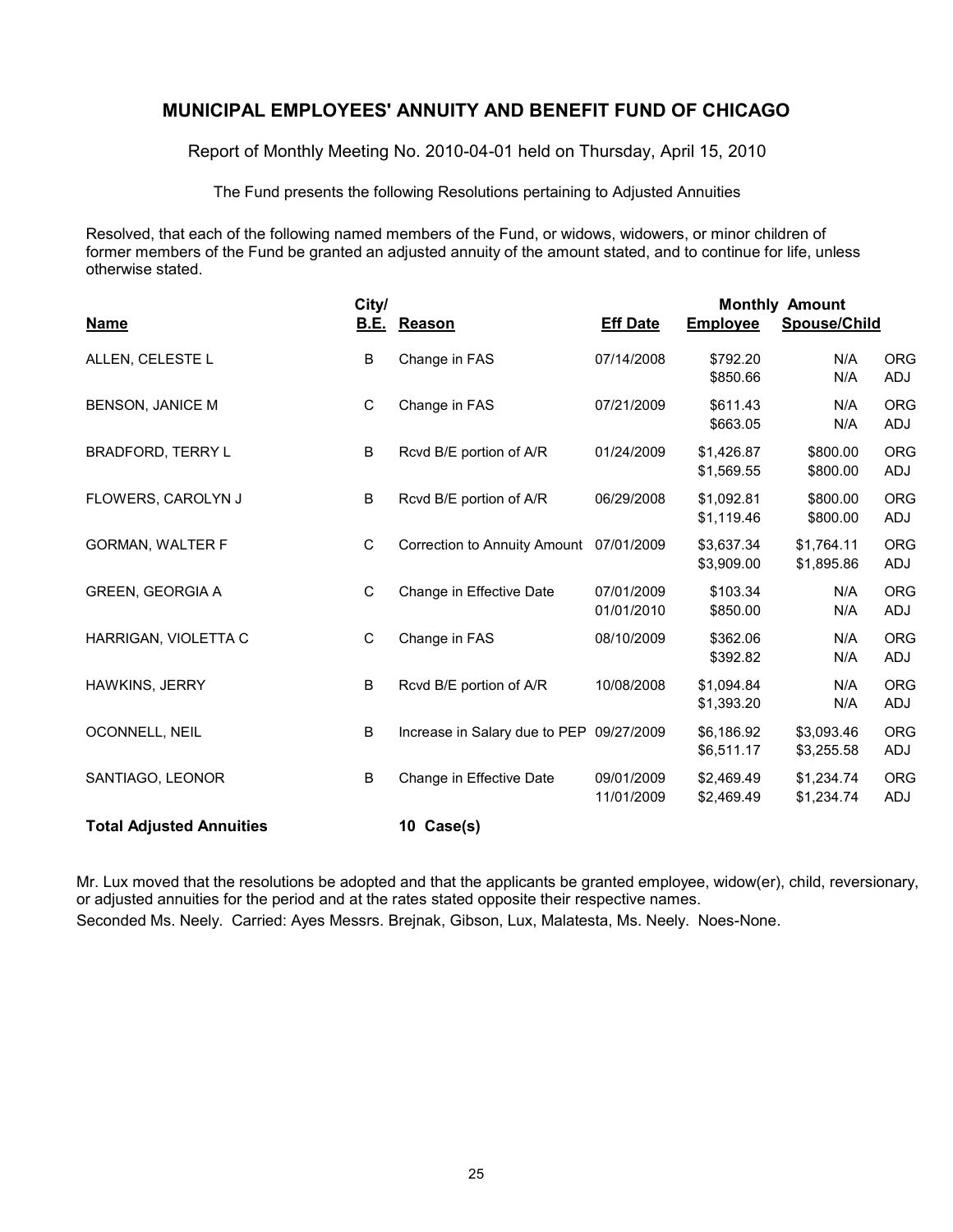# MUNICIPAL EMPLOYEES' ANNUITY AND BENEFIT FUND OF CHICAGO

Report of Monthly Meeting No. 2010-04-01 held on Thursday, April 15, 2010

The Fund presents the following Resolutions pertaining to Adjusted Annuities

Resolved, that each of the following named members of the Fund, or widows, widowers, or minor children of former members of the Fund be granted an adjusted annuity of the amount stated, and to continue for life, unless otherwise stated.

| Name | City/ B.E. | Reason | Eff Date | Monthly Amount Employee | Spouse/Child | |
|---|---|---|---|---|---|---|
| ALLEN, CELESTE L | B | Change in FAS | 07/14/2008 | $792.20 | N/A | ORG |
| | | | | $850.66 | N/A | ADJ |
| BENSON, JANICE M | C | Change in FAS | 07/21/2009 | $611.43 | N/A | ORG |
| | | | | $663.05 | N/A | ADJ |
| BRADFORD, TERRY L | B | Rcvd B/E portion of A/R | 01/24/2009 | $1,426.87 | $800.00 | ORG |
| | | | | $1,569.55 | $800.00 | ADJ |
| FLOWERS, CAROLYN J | B | Rcvd B/E portion of A/R | 06/29/2008 | $1,092.81 | $800.00 | ORG |
| | | | | $1,119.46 | $800.00 | ADJ |
| GORMAN, WALTER F | C | Correction to Annuity Amount | 07/01/2009 | $3,637.34 | $1,764.11 | ORG |
| | | | | $3,909.00 | $1,895.86 | ADJ |
| GREEN, GEORGIA A | C | Change in Effective Date | 07/01/2009 | $103.34 | N/A | ORG |
| | | | 01/01/2010 | $850.00 | N/A | ADJ |
| HARRIGAN, VIOLETTA C | C | Change in FAS | 08/10/2009 | $362.06 | N/A | ORG |
| | | | | $392.82 | N/A | ADJ |
| HAWKINS, JERRY | B | Rcvd B/E portion of A/R | 10/08/2008 | $1,094.84 | N/A | ORG |
| | | | | $1,393.20 | N/A | ADJ |
| OCONNELL, NEIL | B | Increase in Salary due to PEP | 09/27/2009 | $6,186.92 | $3,093.46 | ORG |
| | | | | $6,511.17 | $3,255.58 | ADJ |
| SANTIAGO, LEONOR | B | Change in Effective Date | 09/01/2009 | $2,469.49 | $1,234.74 | ORG |
| | | | 11/01/2009 | $2,469.49 | $1,234.74 | ADJ |
| **Total Adjusted Annuities** | | **10 Case(s)** | | | | |

Mr. Lux moved that the resolutions be adopted and that the applicants be granted employee, widow(er), child, reversionary, or adjusted annuities for the period and at the rates stated opposite their respective names.

Seconded Ms. Neely. Carried: Ayes Messrs. Brejnak, Gibson, Lux, Malatesta, Ms. Neely. Noes-None.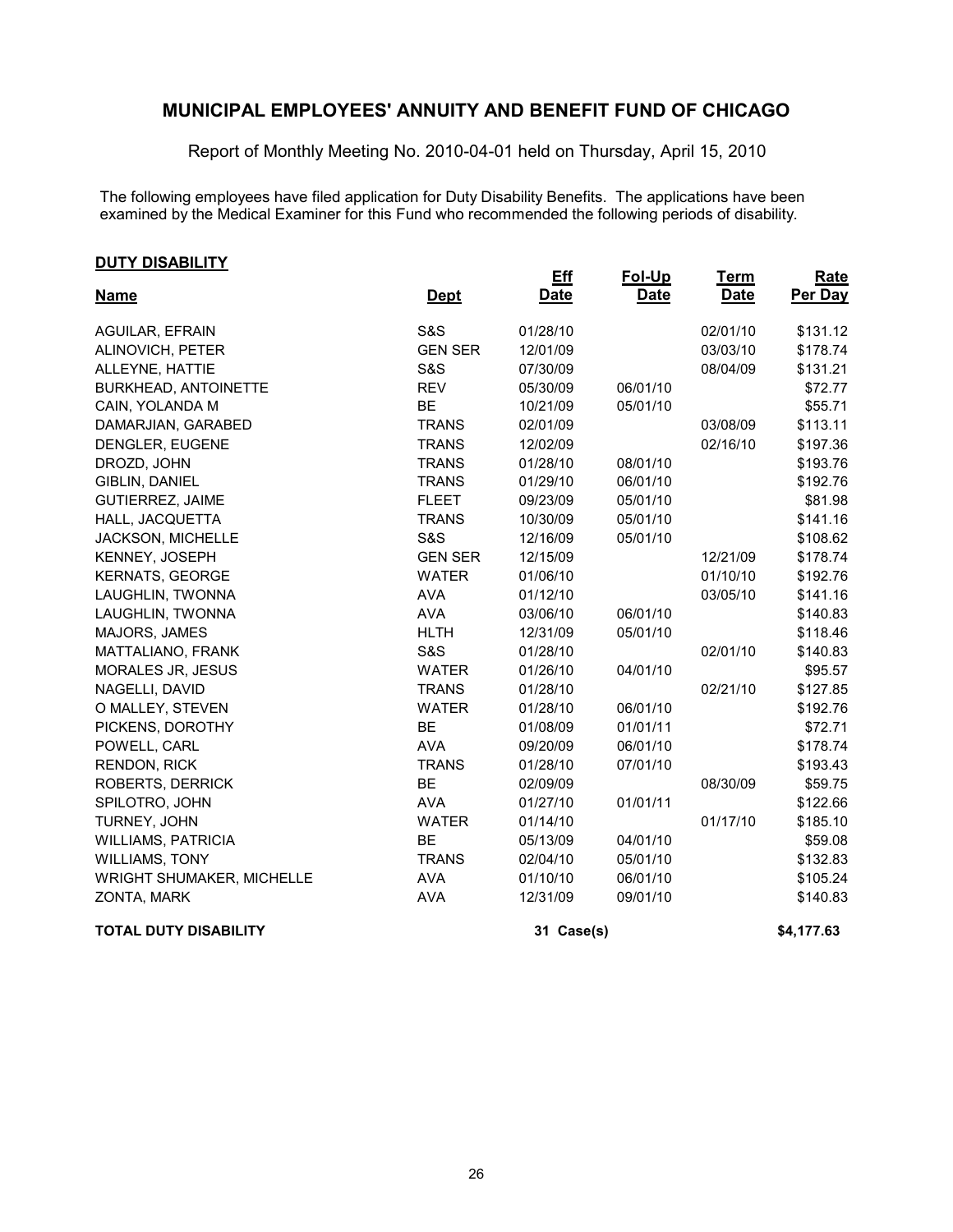# MUNICIPAL EMPLOYEES' ANNUITY AND BENEFIT FUND OF CHICAGO

Report of Monthly Meeting No. 2010-04-01 held on Thursday, April 15, 2010

The following employees have filed application for Duty Disability Benefits. The applications have been examined by the Medical Examiner for this Fund who recommended the following periods of disability.

**DUTY DISABILITY**

| Name | Dept | Eff Date | Fol-Up Date | Term Date | Rate Per Day |
|---|---|---|---|---|---|
| AGUILAR, EFRAIN | S&S | 01/28/10 | | 02/01/10 | $131.12 |
| ALINOVICH, PETER | GEN SER | 12/01/09 | | 03/03/10 | $178.74 |
| ALLEYNE, HATTIE | S&S | 07/30/09 | | 08/04/09 | $131.21 |
| BURKHEAD, ANTOINETTE | REV | 05/30/09 | 06/01/10 | | $72.77 |
| CAIN, YOLANDA M | BE | 10/21/09 | 05/01/10 | | $55.71 |
| DAMARJIAN, GARABED | TRANS | 02/01/09 | | 03/08/09 | $113.11 |
| DENGLER, EUGENE | TRANS | 12/02/09 | | 02/16/10 | $197.36 |
| DROZD, JOHN | TRANS | 01/28/10 | 08/01/10 | | $193.76 |
| GIBLIN, DANIEL | TRANS | 01/29/10 | 06/01/10 | | $192.76 |
| GUTIERREZ, JAIME | FLEET | 09/23/09 | 05/01/10 | | $81.98 |
| HALL, JACQUETTA | TRANS | 10/30/09 | 05/01/10 | | $141.16 |
| JACKSON, MICHELLE | S&S | 12/16/09 | 05/01/10 | | $108.62 |
| KENNEY, JOSEPH | GEN SER | 12/15/09 | | 12/21/09 | $178.74 |
| KERNATS, GEORGE | WATER | 01/06/10 | | 01/10/10 | $192.76 |
| LAUGHLIN, TWONNA | AVA | 01/12/10 | | 03/05/10 | $141.16 |
| LAUGHLIN, TWONNA | AVA | 03/06/10 | 06/01/10 | | $140.83 |
| MAJORS, JAMES | HLTH | 12/31/09 | 05/01/10 | | $118.46 |
| MATTALIANO, FRANK | S&S | 01/28/10 | | 02/01/10 | $140.83 |
| MORALES JR, JESUS | WATER | 01/26/10 | 04/01/10 | | $95.57 |
| NAGELLI, DAVID | TRANS | 01/28/10 | | 02/21/10 | $127.85 |
| O MALLEY, STEVEN | WATER | 01/28/10 | 06/01/10 | | $192.76 |
| PICKENS, DOROTHY | BE | 01/08/09 | 01/01/11 | | $72.71 |
| POWELL, CARL | AVA | 09/20/09 | 06/01/10 | | $178.74 |
| RENDON, RICK | TRANS | 01/28/10 | 07/01/10 | | $193.43 |
| ROBERTS, DERRICK | BE | 02/09/09 | | 08/30/09 | $59.75 |
| SPILOTRO, JOHN | AVA | 01/27/10 | 01/01/11 | | $122.66 |
| TURNEY, JOHN | WATER | 01/14/10 | | 01/17/10 | $185.10 |
| WILLIAMS, PATRICIA | BE | 05/13/09 | 04/01/10 | | $59.08 |
| WILLIAMS, TONY | TRANS | 02/04/10 | 05/01/10 | | $132.83 |
| WRIGHT SHUMAKER, MICHELLE | AVA | 01/10/10 | 06/01/10 | | $105.24 |
| ZONTA, MARK | AVA | 12/31/09 | 09/01/10 | | $140.83 |
| **TOTAL DUTY DISABILITY** | | 31 Case(s) | | | $4,177.63 |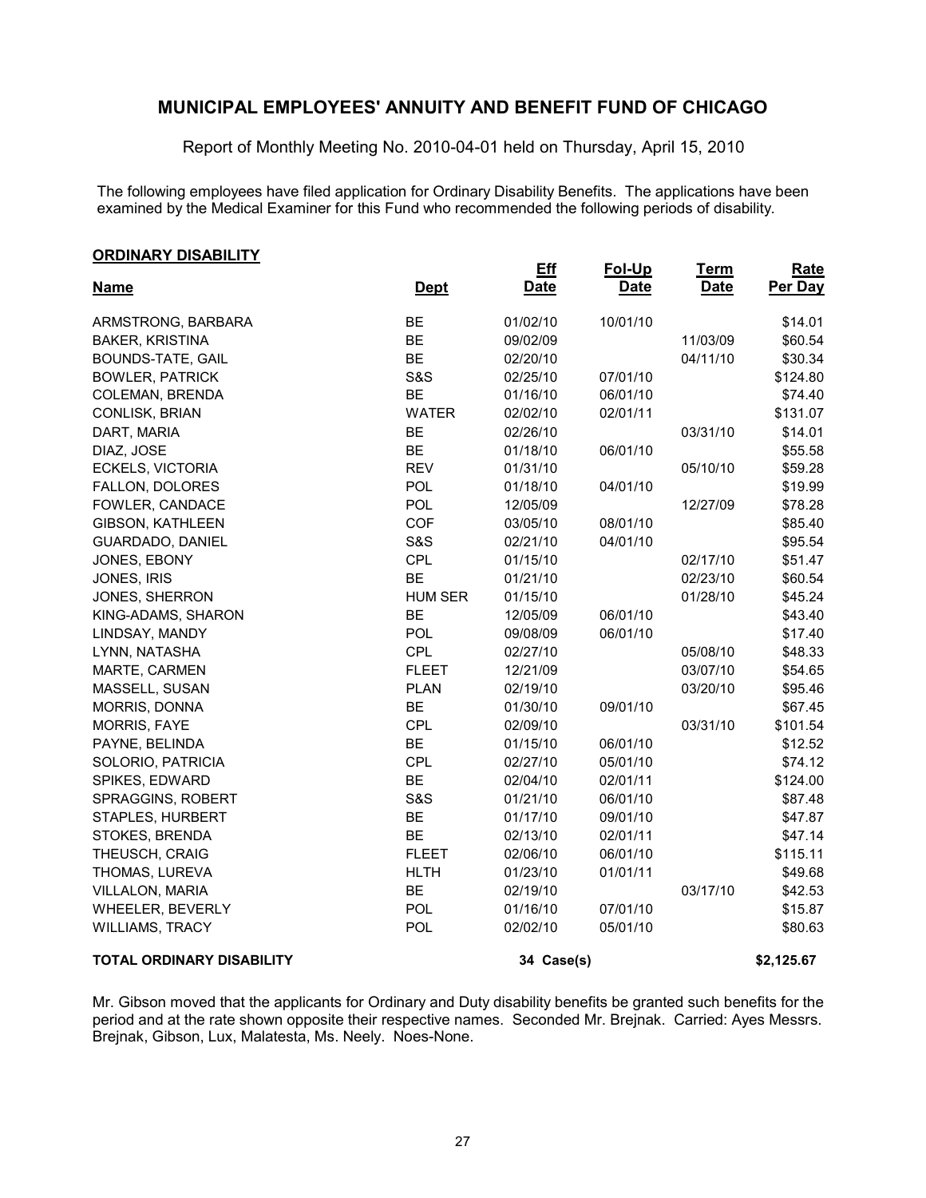## MUNICIPAL EMPLOYEES' ANNUITY AND BENEFIT FUND OF CHICAGO

Report of Monthly Meeting No. 2010-04-01 held on Thursday, April 15, 2010

The following employees have filed application for Ordinary Disability Benefits. The applications have been examined by the Medical Examiner for this Fund who recommended the following periods of disability.

**ORDINARY DISABILITY**

| Name | Dept | Eff Date | Fol-Up Date | Term Date | Rate Per Day |
|---|---|---|---|---|---|
| ARMSTRONG, BARBARA | BE | 01/02/10 | 10/01/10 | | $14.01 |
| BAKER, KRISTINA | BE | 09/02/09 | | 11/03/09 | $60.54 |
| BOUNDS-TATE, GAIL | BE | 02/20/10 | | 04/11/10 | $30.34 |
| BOWLER, PATRICK | S&S | 02/25/10 | 07/01/10 | | $124.80 |
| COLEMAN, BRENDA | BE | 01/16/10 | 06/01/10 | | $74.40 |
| CONLISK, BRIAN | WATER | 02/02/10 | 02/01/11 | | $131.07 |
| DART, MARIA | BE | 02/26/10 | | 03/31/10 | $14.01 |
| DIAZ, JOSE | BE | 01/18/10 | 06/01/10 | | $55.58 |
| ECKELS, VICTORIA | REV | 01/31/10 | | 05/10/10 | $59.28 |
| FALLON, DOLORES | POL | 01/18/10 | 04/01/10 | | $19.99 |
| FOWLER, CANDACE | POL | 12/05/09 | | 12/27/09 | $78.28 |
| GIBSON, KATHLEEN | COF | 03/05/10 | 08/01/10 | | $85.40 |
| GUARDADO, DANIEL | S&S | 02/21/10 | 04/01/10 | | $95.54 |
| JONES, EBONY | CPL | 01/15/10 | | 02/17/10 | $51.47 |
| JONES, IRIS | BE | 01/21/10 | | 02/23/10 | $60.54 |
| JONES, SHERRON | HUM SER | 01/15/10 | | 01/28/10 | $45.24 |
| KING-ADAMS, SHARON | BE | 12/05/09 | 06/01/10 | | $43.40 |
| LINDSAY, MANDY | POL | 09/08/09 | 06/01/10 | | $17.40 |
| LYNN, NATASHA | CPL | 02/27/10 | | 05/08/10 | $48.33 |
| MARTE, CARMEN | FLEET | 12/21/09 | | 03/07/10 | $54.65 |
| MASSELL, SUSAN | PLAN | 02/19/10 | | 03/20/10 | $95.46 |
| MORRIS, DONNA | BE | 01/30/10 | 09/01/10 | | $67.45 |
| MORRIS, FAYE | CPL | 02/09/10 | | 03/31/10 | $101.54 |
| PAYNE, BELINDA | BE | 01/15/10 | 06/01/10 | | $12.52 |
| SOLORIO, PATRICIA | CPL | 02/27/10 | 05/01/10 | | $74.12 |
| SPIKES, EDWARD | BE | 02/04/10 | 02/01/11 | | $124.00 |
| SPRAGGINS, ROBERT | S&S | 01/21/10 | 06/01/10 | | $87.48 |
| STAPLES, HURBERT | BE | 01/17/10 | 09/01/10 | | $47.87 |
| STOKES, BRENDA | BE | 02/13/10 | 02/01/11 | | $47.14 |
| THEUSCH, CRAIG | FLEET | 02/06/10 | 06/01/10 | | $115.11 |
| THOMAS, LUREVA | HLTH | 01/23/10 | 01/01/11 | | $49.68 |
| VILLALON, MARIA | BE | 02/19/10 | | 03/17/10 | $42.53 |
| WHEELER, BEVERLY | POL | 01/16/10 | 07/01/10 | | $15.87 |
| WILLIAMS, TRACY | POL | 02/02/10 | 05/01/10 | | $80.63 |
| **TOTAL ORDINARY DISABILITY** | | 34 Case(s) | | | $2,125.67 |

Mr. Gibson moved that the applicants for Ordinary and Duty disability benefits be granted such benefits for the period and at the rate shown opposite their respective names. Seconded Mr. Brejnak. Carried: Ayes Messrs. Brejnak, Gibson, Lux, Malatesta, Ms. Neely. Noes-None.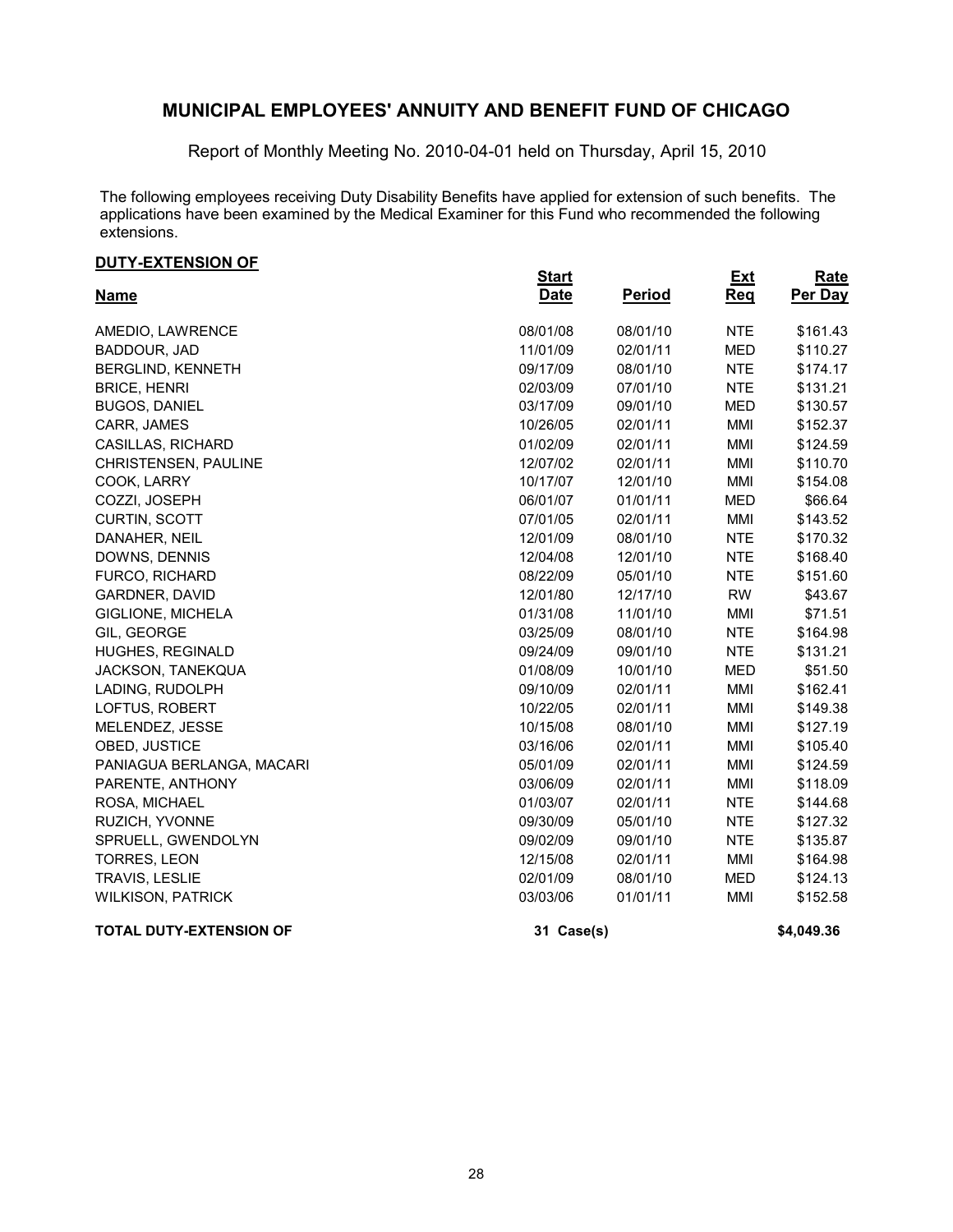# MUNICIPAL EMPLOYEES' ANNUITY AND BENEFIT FUND OF CHICAGO

Report of Monthly Meeting No. 2010-04-01 held on Thursday, April 15, 2010

The following employees receiving Duty Disability Benefits have applied for extension of such benefits. The applications have been examined by the Medical Examiner for this Fund who recommended the following extensions.

**DUTY-EXTENSION OF**

| Name | Start Date | Period | Ext Req | Rate Per Day |
|---|---|---|---|---|
| AMEDIO, LAWRENCE | 08/01/08 | 08/01/10 | NTE | $161.43 |
| BADDOUR, JAD | 11/01/09 | 02/01/11 | MED | $110.27 |
| BERGLIND, KENNETH | 09/17/09 | 08/01/10 | NTE | $174.17 |
| BRICE, HENRI | 02/03/09 | 07/01/10 | NTE | $131.21 |
| BUGOS, DANIEL | 03/17/09 | 09/01/10 | MED | $130.57 |
| CARR, JAMES | 10/26/05 | 02/01/11 | MMI | $152.37 |
| CASILLAS, RICHARD | 01/02/09 | 02/01/11 | MMI | $124.59 |
| CHRISTENSEN, PAULINE | 12/07/02 | 02/01/11 | MMI | $110.70 |
| COOK, LARRY | 10/17/07 | 12/01/10 | MMI | $154.08 |
| COZZI, JOSEPH | 06/01/07 | 01/01/11 | MED | $66.64 |
| CURTIN, SCOTT | 07/01/05 | 02/01/11 | MMI | $143.52 |
| DANAHER, NEIL | 12/01/09 | 08/01/10 | NTE | $170.32 |
| DOWNS, DENNIS | 12/04/08 | 12/01/10 | NTE | $168.40 |
| FURCO, RICHARD | 08/22/09 | 05/01/10 | NTE | $151.60 |
| GARDNER, DAVID | 12/01/80 | 12/17/10 | RW | $43.67 |
| GIGLIONE, MICHELA | 01/31/08 | 11/01/10 | MMI | $71.51 |
| GIL, GEORGE | 03/25/09 | 08/01/10 | NTE | $164.98 |
| HUGHES, REGINALD | 09/24/09 | 09/01/10 | NTE | $131.21 |
| JACKSON, TANEKQUA | 01/08/09 | 10/01/10 | MED | $51.50 |
| LADING, RUDOLPH | 09/10/09 | 02/01/11 | MMI | $162.41 |
| LOFTUS, ROBERT | 10/22/05 | 02/01/11 | MMI | $149.38 |
| MELENDEZ, JESSE | 10/15/08 | 08/01/10 | MMI | $127.19 |
| OBED, JUSTICE | 03/16/06 | 02/01/11 | MMI | $105.40 |
| PANIAGUA BERLANGA, MACARI | 05/01/09 | 02/01/11 | MMI | $124.59 |
| PARENTE, ANTHONY | 03/06/09 | 02/01/11 | MMI | $118.09 |
| ROSA, MICHAEL | 01/03/07 | 02/01/11 | NTE | $144.68 |
| RUZICH, YVONNE | 09/30/09 | 05/01/10 | NTE | $127.32 |
| SPRUELL, GWENDOLYN | 09/02/09 | 09/01/10 | NTE | $135.87 |
| TORRES, LEON | 12/15/08 | 02/01/11 | MMI | $164.98 |
| TRAVIS, LESLIE | 02/01/09 | 08/01/10 | MED | $124.13 |
| WILKISON, PATRICK | 03/03/06 | 01/01/11 | MMI | $152.58 |
| **TOTAL DUTY-EXTENSION OF** | **31 Case(s)** | | | **$4,049.36** |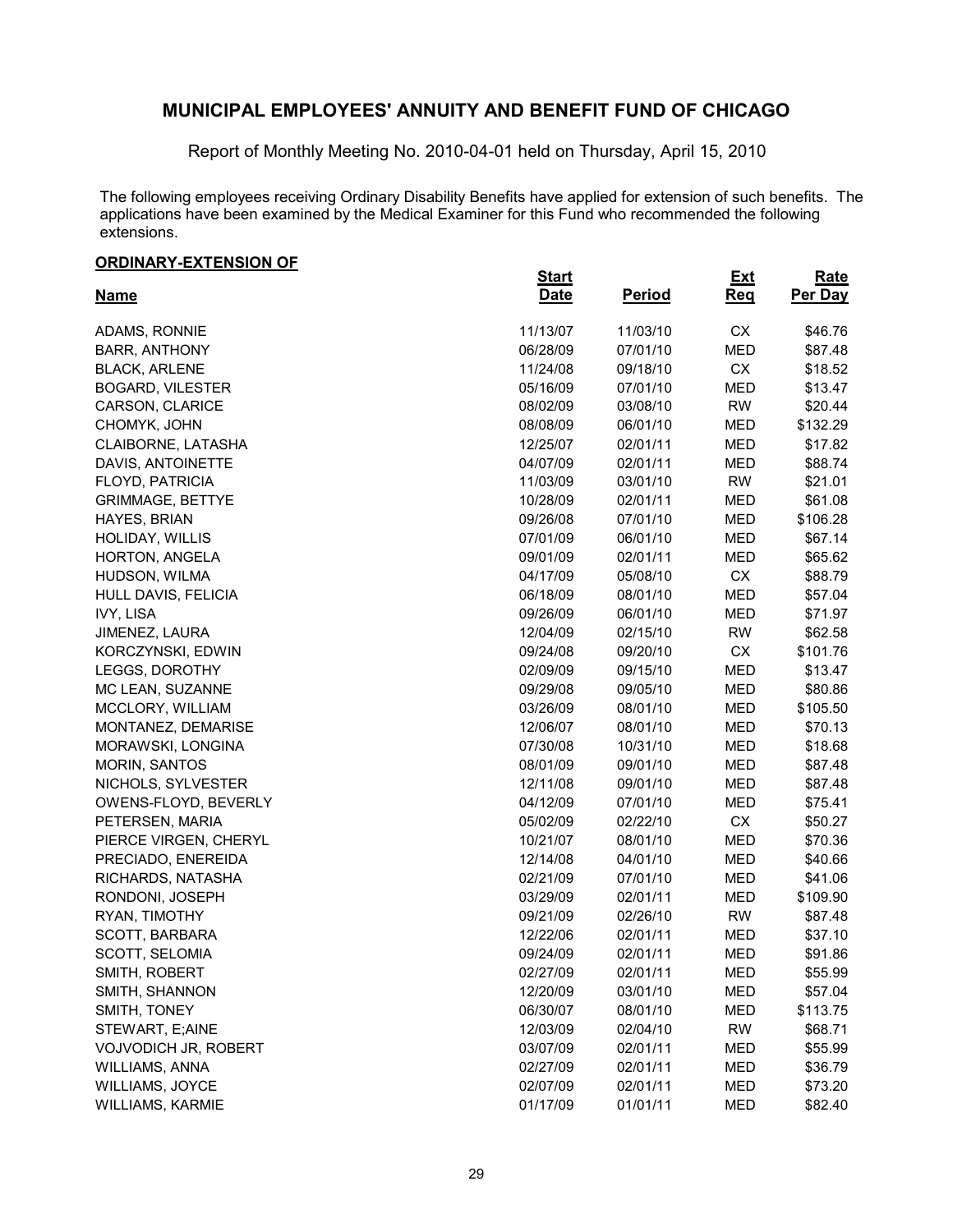# MUNICIPAL EMPLOYEES' ANNUITY AND BENEFIT FUND OF CHICAGO

Report of Monthly Meeting No. 2010-04-01 held on Thursday, April 15, 2010

The following employees receiving Ordinary Disability Benefits have applied for extension of such benefits. The applications have been examined by the Medical Examiner for this Fund who recommended the following extensions.

**ORDINARY-EXTENSION OF**

| Name | Start Date | Period | Ext Req | Rate Per Day |
|---|---|---|---|---|
| ADAMS, RONNIE | 11/13/07 | 11/03/10 | CX | $46.76 |
| BARR, ANTHONY | 06/28/09 | 07/01/10 | MED | $87.48 |
| BLACK, ARLENE | 11/24/08 | 09/18/10 | CX | $18.52 |
| BOGARD, VILESTER | 05/16/09 | 07/01/10 | MED | $13.47 |
| CARSON, CLARICE | 08/02/09 | 03/08/10 | RW | $20.44 |
| CHOMYK, JOHN | 08/08/09 | 06/01/10 | MED | $132.29 |
| CLAIBORNE, LATASHA | 12/25/07 | 02/01/11 | MED | $17.82 |
| DAVIS, ANTOINETTE | 04/07/09 | 02/01/11 | MED | $88.74 |
| FLOYD, PATRICIA | 11/03/09 | 03/01/10 | RW | $21.01 |
| GRIMMAGE, BETTYE | 10/28/09 | 02/01/11 | MED | $61.08 |
| HAYES, BRIAN | 09/26/08 | 07/01/10 | MED | $106.28 |
| HOLIDAY, WILLIS | 07/01/09 | 06/01/10 | MED | $67.14 |
| HORTON, ANGELA | 09/01/09 | 02/01/11 | MED | $65.62 |
| HUDSON, WILMA | 04/17/09 | 05/08/10 | CX | $88.79 |
| HULL DAVIS, FELICIA | 06/18/09 | 08/01/10 | MED | $57.04 |
| IVY, LISA | 09/26/09 | 06/01/10 | MED | $71.97 |
| JIMENEZ, LAURA | 12/04/09 | 02/15/10 | RW | $62.58 |
| KORCZYNSKI, EDWIN | 09/24/08 | 09/20/10 | CX | $101.76 |
| LEGGS, DOROTHY | 02/09/09 | 09/15/10 | MED | $13.47 |
| MC LEAN, SUZANNE | 09/29/08 | 09/05/10 | MED | $80.86 |
| MCCLORY, WILLIAM | 03/26/09 | 08/01/10 | MED | $105.50 |
| MONTANEZ, DEMARISE | 12/06/07 | 08/01/10 | MED | $70.13 |
| MORAWSKI, LONGINA | 07/30/08 | 10/31/10 | MED | $18.68 |
| MORIN, SANTOS | 08/01/09 | 09/01/10 | MED | $87.48 |
| NICHOLS, SYLVESTER | 12/11/08 | 09/01/10 | MED | $87.48 |
| OWENS-FLOYD, BEVERLY | 04/12/09 | 07/01/10 | MED | $75.41 |
| PETERSEN, MARIA | 05/02/09 | 02/22/10 | CX | $50.27 |
| PIERCE VIRGEN, CHERYL | 10/21/07 | 08/01/10 | MED | $70.36 |
| PRECIADO, ENEREIDA | 12/14/08 | 04/01/10 | MED | $40.66 |
| RICHARDS, NATASHA | 02/21/09 | 07/01/10 | MED | $41.06 |
| RONDONI, JOSEPH | 03/29/09 | 02/01/11 | MED | $109.90 |
| RYAN, TIMOTHY | 09/21/09 | 02/26/10 | RW | $87.48 |
| SCOTT, BARBARA | 12/22/06 | 02/01/11 | MED | $37.10 |
| SCOTT, SELOMIA | 09/24/09 | 02/01/11 | MED | $91.86 |
| SMITH, ROBERT | 02/27/09 | 02/01/11 | MED | $55.99 |
| SMITH, SHANNON | 12/20/09 | 03/01/10 | MED | $57.04 |
| SMITH, TONEY | 06/30/07 | 08/01/10 | MED | $113.75 |
| STEWART, E;AINE | 12/03/09 | 02/04/10 | RW | $68.71 |
| VOJVODICH JR, ROBERT | 03/07/09 | 02/01/11 | MED | $55.99 |
| WILLIAMS, ANNA | 02/27/09 | 02/01/11 | MED | $36.79 |
| WILLIAMS, JOYCE | 02/07/09 | 02/01/11 | MED | $73.20 |
| WILLIAMS, KARMIE | 01/17/09 | 01/01/11 | MED | $82.40 |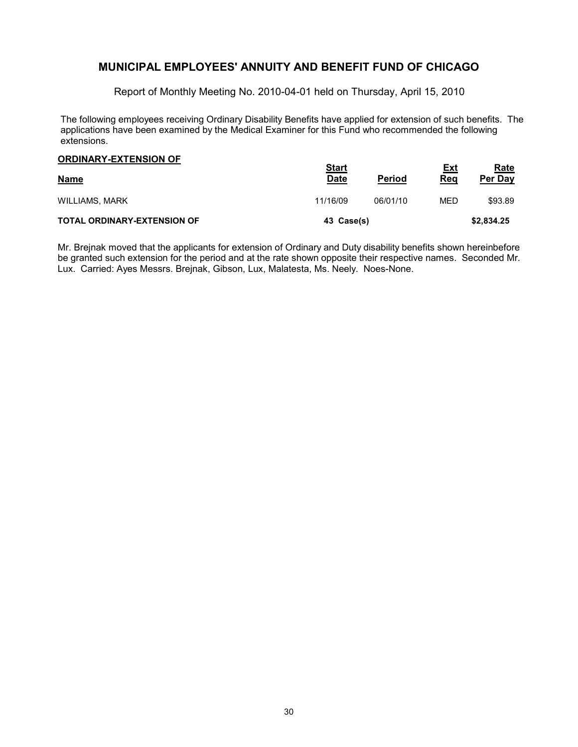## MUNICIPAL EMPLOYEES' ANNUITY AND BENEFIT FUND OF CHICAGO

Report of Monthly Meeting No. 2010-04-01 held on Thursday, April 15, 2010

The following employees receiving Ordinary Disability Benefits have applied for extension of such benefits. The applications have been examined by the Medical Examiner for this Fund who recommended the following extensions.

**ORDINARY-EXTENSION OF**

| Name | Start Date | Period | Ext Req | Rate Per Day |
|---|---|---|---|---|
| WILLIAMS, MARK | 11/16/09 | 06/01/10 | MED | $93.89 |
| **TOTAL ORDINARY-EXTENSION OF** | **43 Case(s)** | | | **$2,834.25** |

Mr. Brejnak moved that the applicants for extension of Ordinary and Duty disability benefits shown hereinbefore be granted such extension for the period and at the rate shown opposite their respective names. Seconded Mr. Lux. Carried: Ayes Messrs. Brejnak, Gibson, Lux, Malatesta, Ms. Neely. Noes-None.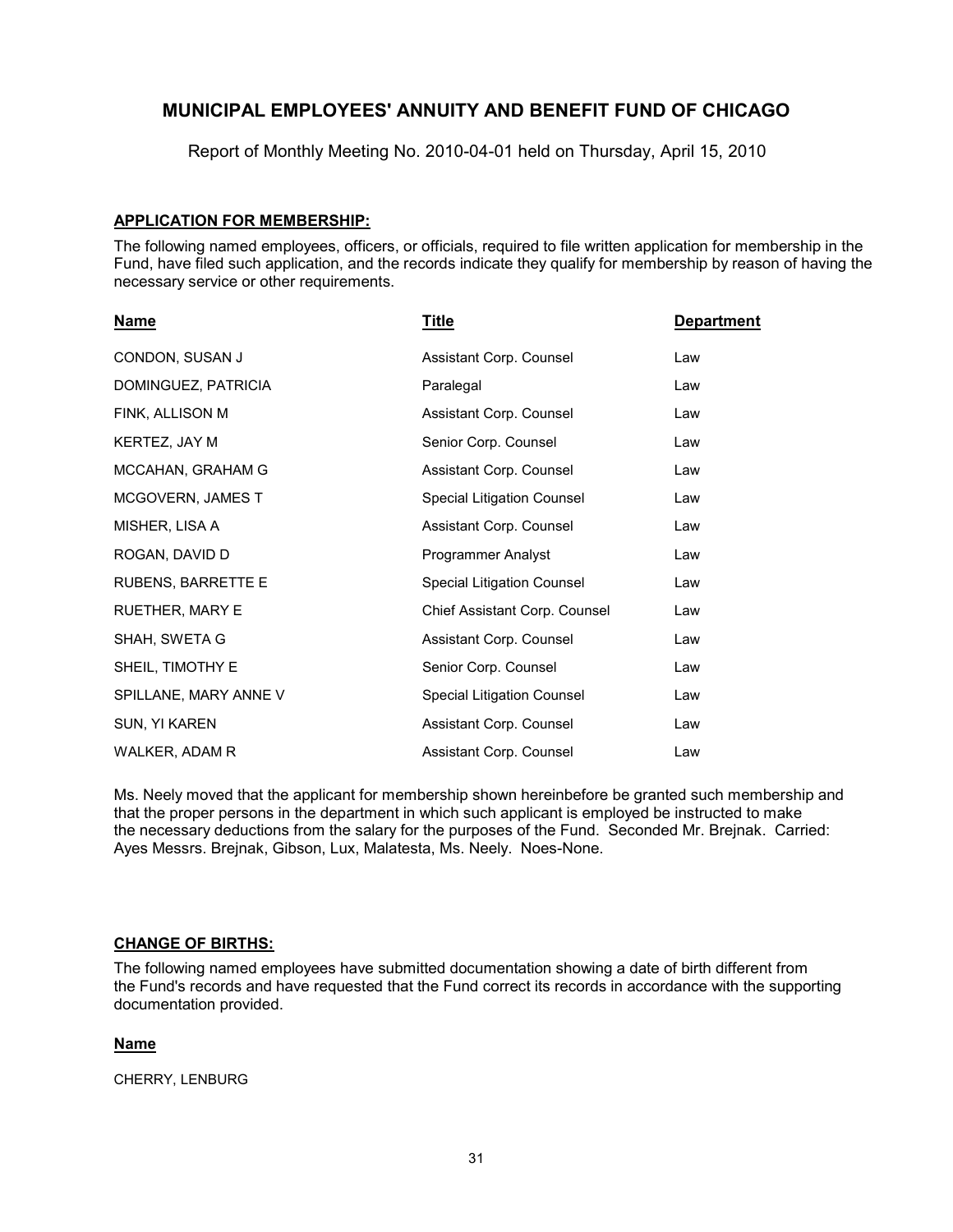# MUNICIPAL EMPLOYEES' ANNUITY AND BENEFIT FUND OF CHICAGO

Report of Monthly Meeting No. 2010-04-01 held on Thursday, April 15, 2010

**APPLICATION FOR MEMBERSHIP:**

The following named employees, officers, or officials, required to file written application for membership in the Fund, have filed such application, and the records indicate they qualify for membership by reason of having the necessary service or other requirements.

| Name | Title | Department |
|---|---|---|
| CONDON, SUSAN J | Assistant Corp. Counsel | Law |
| DOMINGUEZ, PATRICIA | Paralegal | Law |
| FINK, ALLISON M | Assistant Corp. Counsel | Law |
| KERTEZ, JAY M | Senior Corp. Counsel | Law |
| MCCAHAN, GRAHAM G | Assistant Corp. Counsel | Law |
| MCGOVERN, JAMES T | Special Litigation Counsel | Law |
| MISHER, LISA A | Assistant Corp. Counsel | Law |
| ROGAN, DAVID D | Programmer Analyst | Law |
| RUBENS, BARRETTE E | Special Litigation Counsel | Law |
| RUETHER, MARY E | Chief Assistant Corp. Counsel | Law |
| SHAH, SWETA G | Assistant Corp. Counsel | Law |
| SHEIL, TIMOTHY E | Senior Corp. Counsel | Law |
| SPILLANE, MARY ANNE V | Special Litigation Counsel | Law |
| SUN, YI KAREN | Assistant Corp. Counsel | Law |
| WALKER, ADAM R | Assistant Corp. Counsel | Law |

Ms. Neely moved that the applicant for membership shown hereinbefore be granted such membership and that the proper persons in the department in which such applicant is employed be instructed to make the necessary deductions from the salary for the purposes of the Fund. Seconded Mr. Brejnak. Carried: Ayes Messrs. Brejnak, Gibson, Lux, Malatesta, Ms. Neely. Noes-None.

**CHANGE OF BIRTHS:**

The following named employees have submitted documentation showing a date of birth different from the Fund's records and have requested that the Fund correct its records in accordance with the supporting documentation provided.

**Name**

CHERRY, LENBURG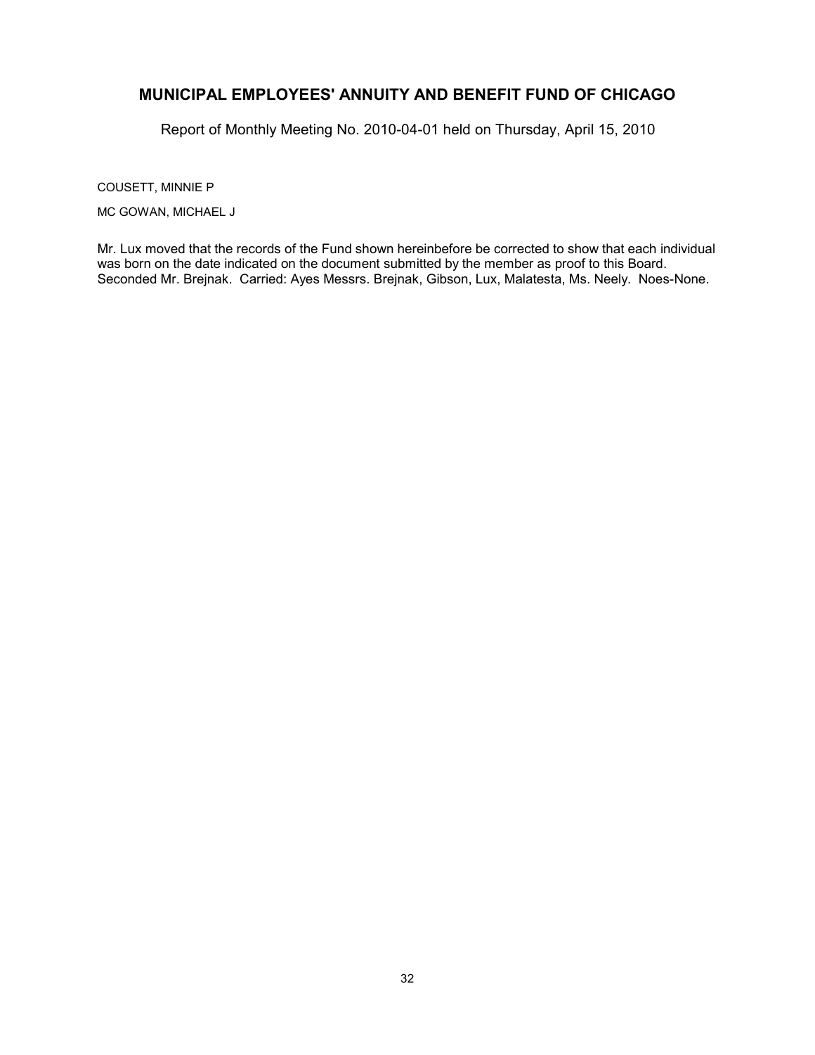COUSETT, MINNIE P

MC GOWAN, MICHAEL J

Mr. Lux moved that the records of the Fund shown hereinbefore be corrected to show that each individual was born on the date indicated on the document submitted by the member as proof to this Board. Seconded Mr. Brejnak. Carried: Ayes Messrs. Brejnak, Gibson, Lux, Malatesta, Ms. Neely. Noes-None.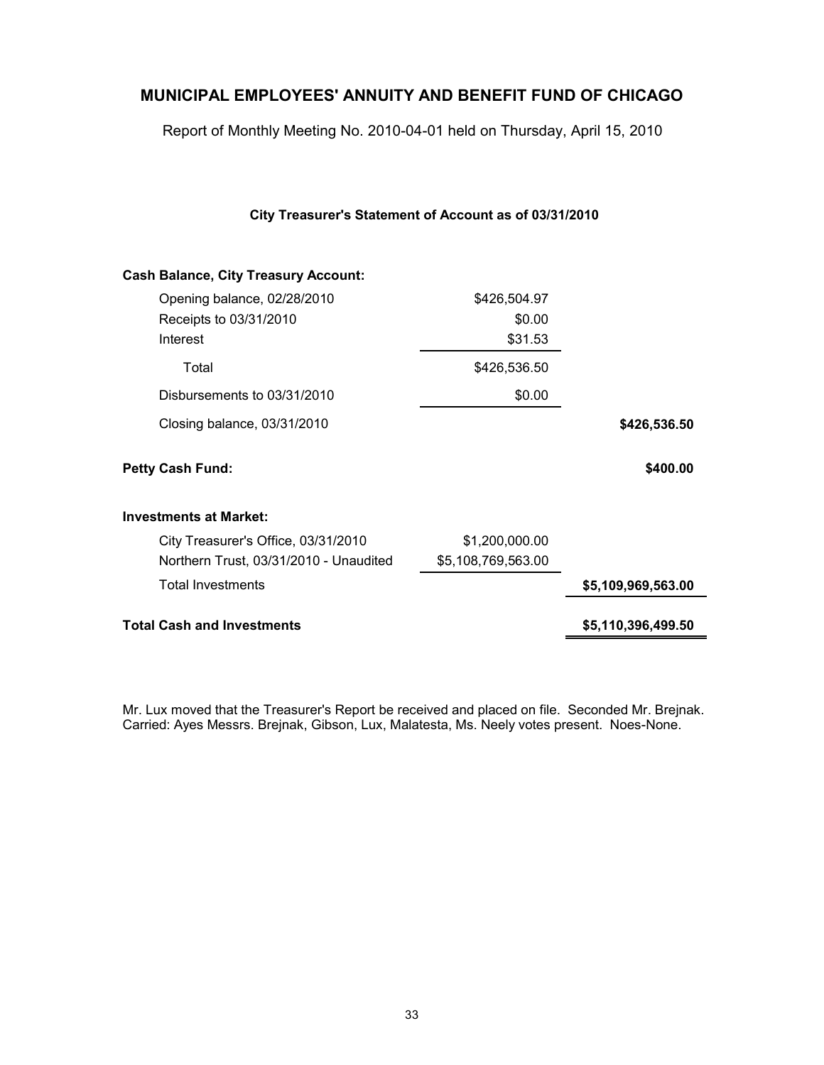# MUNICIPAL EMPLOYEES' ANNUITY AND BENEFIT FUND OF CHICAGO

Report of Monthly Meeting No. 2010-04-01 held on Thursday, April 15, 2010

### City Treasurer's Statement of Account as of 03/31/2010

| | | |
|---|---|---|
| **Cash Balance, City Treasury Account:** | | |
| Opening balance, 02/28/2010 | $426,504.97 | |
| Receipts to 03/31/2010 | $0.00 | |
| Interest | $31.53 | |
| Total | $426,536.50 | |
| Disbursements to 03/31/2010 | $0.00 | |
| Closing balance, 03/31/2010 | | **$426,536.50** |
| **Petty Cash Fund:** | | **$400.00** |
| **Investments at Market:** | | |
| City Treasurer's Office, 03/31/2010 | $1,200,000.00 | |
| Northern Trust, 03/31/2010 - Unaudited | $5,108,769,563.00 | |
| Total Investments | | **$5,109,969,563.00** |
| **Total Cash and Investments** | | **$5,110,396,499.50** |

Mr. Lux moved that the Treasurer's Report be received and placed on file. Seconded Mr. Brejnak. Carried: Ayes Messrs. Brejnak, Gibson, Lux, Malatesta, Ms. Neely votes present. Noes-None.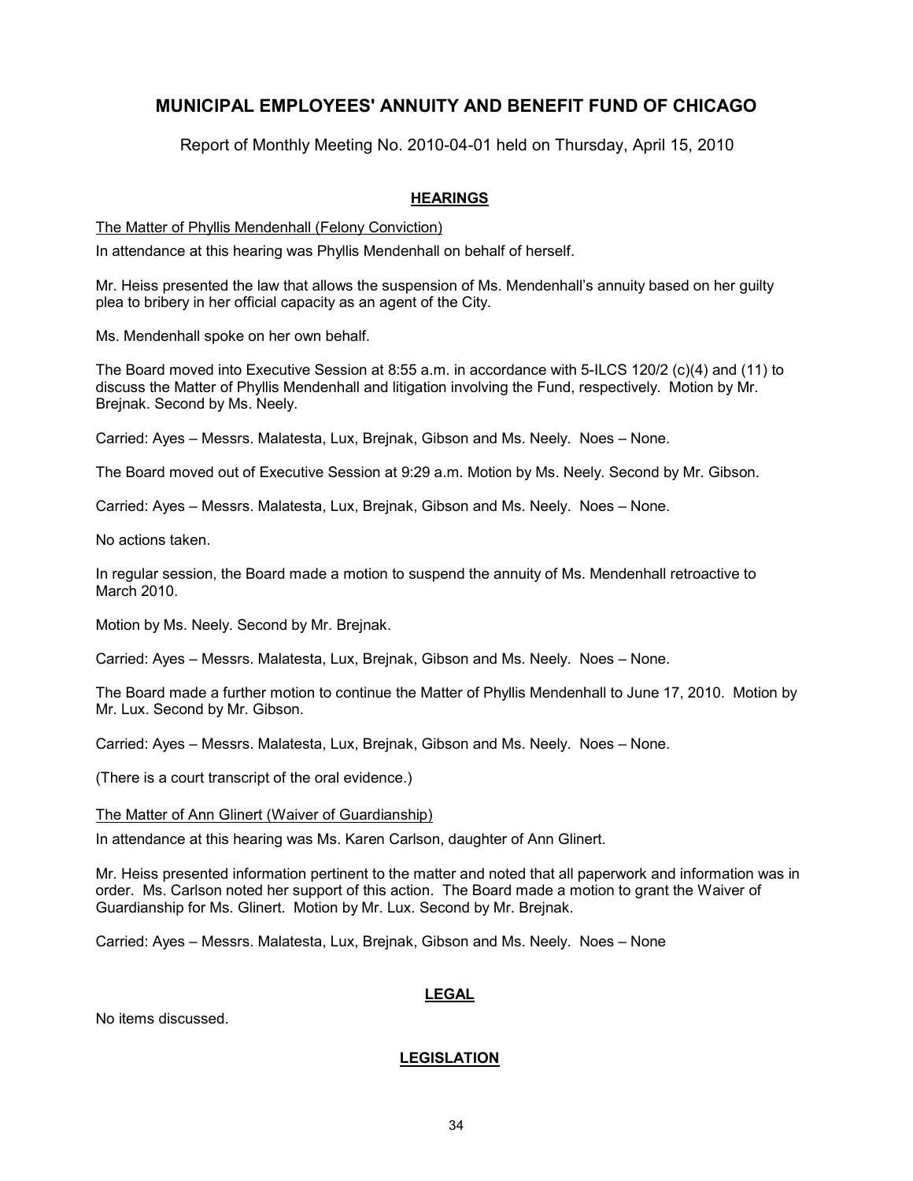# MUNICIPAL EMPLOYEES' ANNUITY AND BENEFIT FUND OF CHICAGO

Report of Monthly Meeting No. 2010-04-01 held on Thursday, April 15, 2010

## HEARINGS

The Matter of Phyllis Mendenhall (Felony Conviction)

In attendance at this hearing was Phyllis Mendenhall on behalf of herself.

Mr. Heiss presented the law that allows the suspension of Ms. Mendenhall's annuity based on her guilty plea to bribery in her official capacity as an agent of the City.

Ms. Mendenhall spoke on her own behalf.

The Board moved into Executive Session at 8:55 a.m. in accordance with 5-ILCS 120/2 (c)(4) and (11) to discuss the Matter of Phyllis Mendenhall and litigation involving the Fund, respectively. Motion by Mr. Brejnak. Second by Ms. Neely.

Carried: Ayes – Messrs. Malatesta, Lux, Brejnak, Gibson and Ms. Neely. Noes – None.

The Board moved out of Executive Session at 9:29 a.m. Motion by Ms. Neely. Second by Mr. Gibson.

Carried: Ayes – Messrs. Malatesta, Lux, Brejnak, Gibson and Ms. Neely. Noes – None.

No actions taken.

In regular session, the Board made a motion to suspend the annuity of Ms. Mendenhall retroactive to March 2010.

Motion by Ms. Neely. Second by Mr. Brejnak.

Carried: Ayes – Messrs. Malatesta, Lux, Brejnak, Gibson and Ms. Neely. Noes – None.

The Board made a further motion to continue the Matter of Phyllis Mendenhall to June 17, 2010. Motion by Mr. Lux. Second by Mr. Gibson.

Carried: Ayes – Messrs. Malatesta, Lux, Brejnak, Gibson and Ms. Neely. Noes – None.

(There is a court transcript of the oral evidence.)

The Matter of Ann Glinert (Waiver of Guardianship)

In attendance at this hearing was Ms. Karen Carlson, daughter of Ann Glinert.

Mr. Heiss presented information pertinent to the matter and noted that all paperwork and information was in order. Ms. Carlson noted her support of this action. The Board made a motion to grant the Waiver of Guardianship for Ms. Glinert. Motion by Mr. Lux. Second by Mr. Brejnak.

Carried: Ayes – Messrs. Malatesta, Lux, Brejnak, Gibson and Ms. Neely. Noes – None

## LEGAL

No items discussed.

## LEGISLATION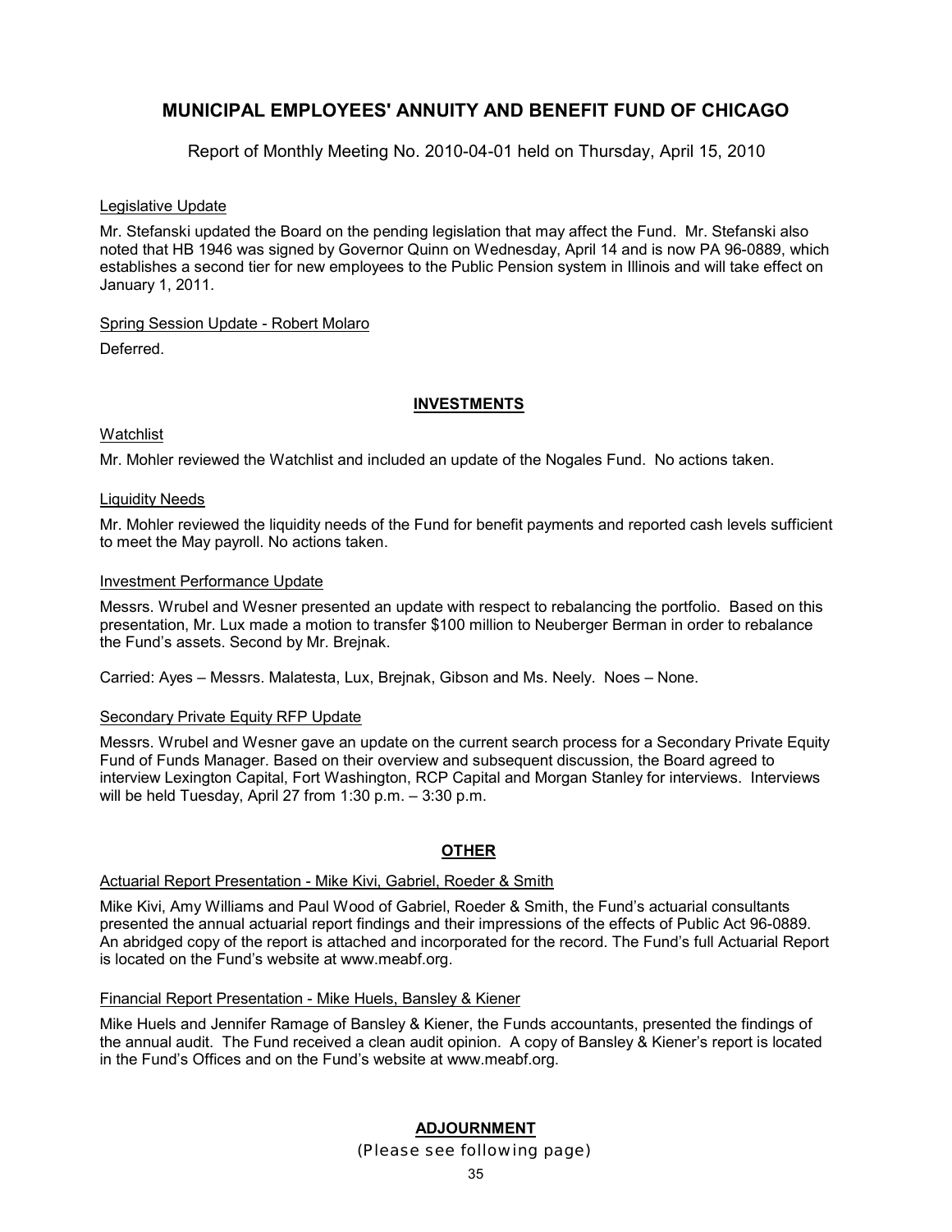# MUNICIPAL EMPLOYEES' ANNUITY AND BENEFIT FUND OF CHICAGO

Report of Monthly Meeting No. 2010-04-01 held on Thursday, April 15, 2010

Legislative Update

Mr. Stefanski updated the Board on the pending legislation that may affect the Fund. Mr. Stefanski also noted that HB 1946 was signed by Governor Quinn on Wednesday, April 14 and is now PA 96-0889, which establishes a second tier for new employees to the Public Pension system in Illinois and will take effect on January 1, 2011.

Spring Session Update - Robert Molaro

Deferred.

## INVESTMENTS

Watchlist

Mr. Mohler reviewed the Watchlist and included an update of the Nogales Fund. No actions taken.

Liquidity Needs

Mr. Mohler reviewed the liquidity needs of the Fund for benefit payments and reported cash levels sufficient to meet the May payroll. No actions taken.

Investment Performance Update

Messrs. Wrubel and Wesner presented an update with respect to rebalancing the portfolio. Based on this presentation, Mr. Lux made a motion to transfer $100 million to Neuberger Berman in order to rebalance the Fund's assets. Second by Mr. Brejnak.

Carried: Ayes – Messrs. Malatesta, Lux, Brejnak, Gibson and Ms. Neely. Noes – None.

Secondary Private Equity RFP Update

Messrs. Wrubel and Wesner gave an update on the current search process for a Secondary Private Equity Fund of Funds Manager. Based on their overview and subsequent discussion, the Board agreed to interview Lexington Capital, Fort Washington, RCP Capital and Morgan Stanley for interviews. Interviews will be held Tuesday, April 27 from 1:30 p.m. – 3:30 p.m.

## OTHER

Actuarial Report Presentation - Mike Kivi, Gabriel, Roeder & Smith

Mike Kivi, Amy Williams and Paul Wood of Gabriel, Roeder & Smith, the Fund's actuarial consultants presented the annual actuarial report findings and their impressions of the effects of Public Act 96-0889. An abridged copy of the report is attached and incorporated for the record. The Fund's full Actuarial Report is located on the Fund's website at www.meabf.org.

Financial Report Presentation - Mike Huels, Bansley & Kiener

Mike Huels and Jennifer Ramage of Bansley & Kiener, the Funds accountants, presented the findings of the annual audit. The Fund received a clean audit opinion. A copy of Bansley & Kiener's report is located in the Fund's Offices and on the Fund's website at www.meabf.org.

## ADJOURNMENT

(Please see following page)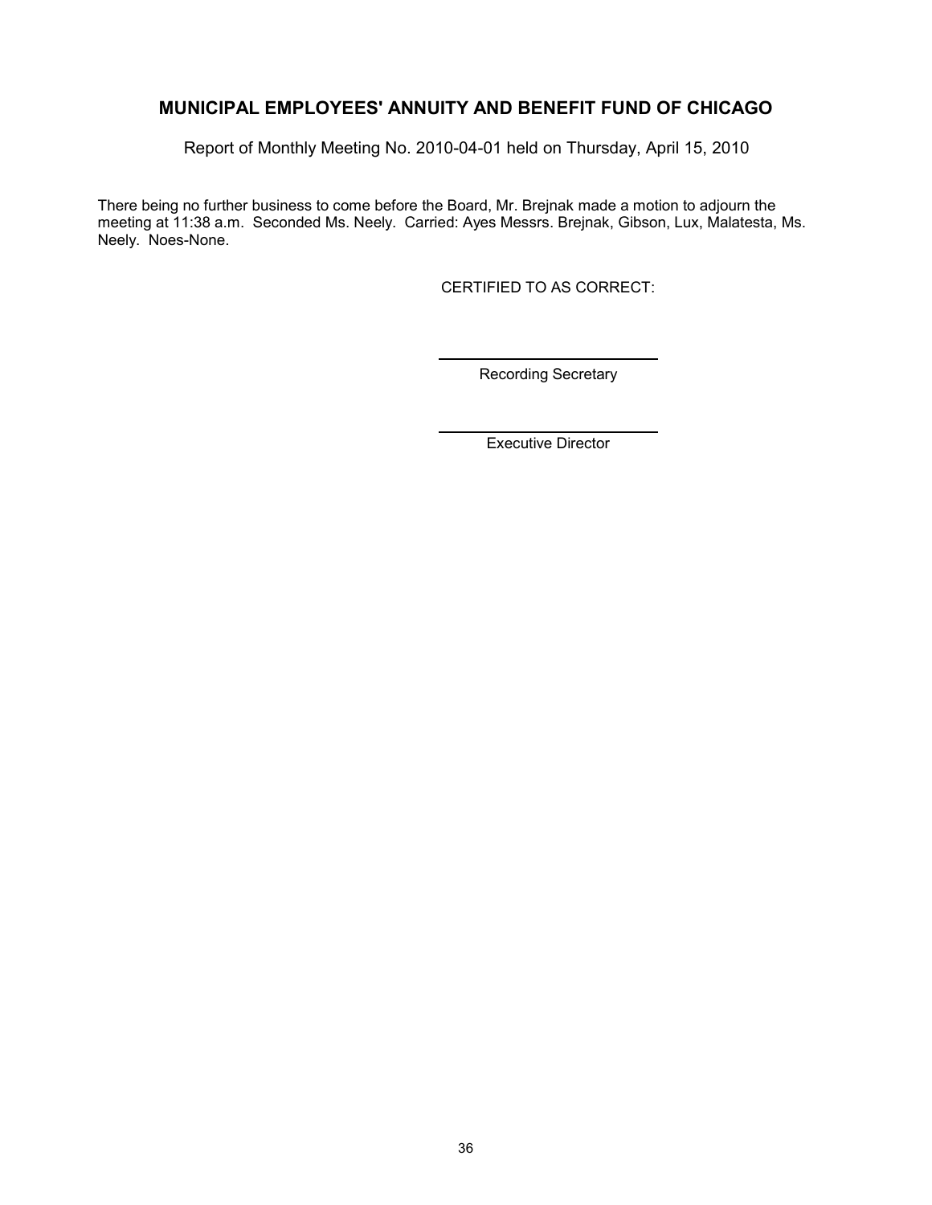## MUNICIPAL EMPLOYEES' ANNUITY AND BENEFIT FUND OF CHICAGO

Report of Monthly Meeting No. 2010-04-01 held on Thursday, April 15, 2010

There being no further business to come before the Board, Mr. Brejnak made a motion to adjourn the meeting at 11:38 a.m. Seconded Ms. Neely. Carried: Ayes Messrs. Brejnak, Gibson, Lux, Malatesta, Ms. Neely. Noes-None.

CERTIFIED TO AS CORRECT:

Recording Secretary

Executive Director